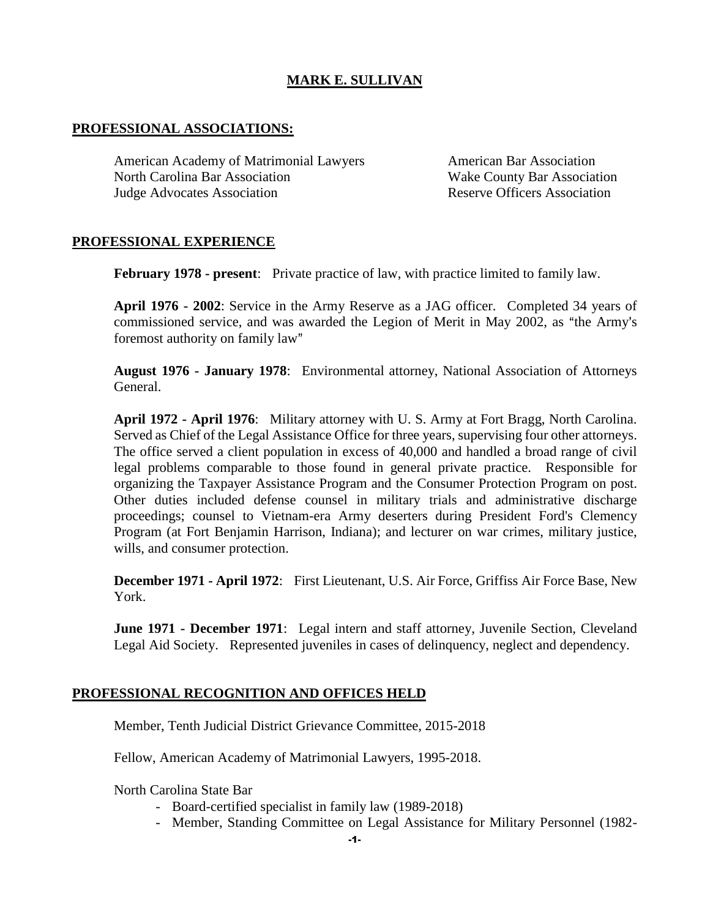# MARK E. SULLIVAN

## PROFESSIONAL ASSOCIATIONS:

American Academy of Matrimonial Lawyers
American Bar Association
North Carolina Bar Association
Wake County Bar Association
Judge Advocates Association
Reserve Officers Association

## PROFESSIONAL EXPERIENCE

**February 1978 - present**: Private practice of law, with practice limited to family law.

**April 1976 - 2002**: Service in the Army Reserve as a JAG officer. Completed 34 years of commissioned service, and was awarded the Legion of Merit in May 2002, as "the Army's foremost authority on family law"

**August 1976 - January 1978**: Environmental attorney, National Association of Attorneys General.

**April 1972 - April 1976**: Military attorney with U. S. Army at Fort Bragg, North Carolina. Served as Chief of the Legal Assistance Office for three years, supervising four other attorneys. The office served a client population in excess of 40,000 and handled a broad range of civil legal problems comparable to those found in general private practice. Responsible for organizing the Taxpayer Assistance Program and the Consumer Protection Program on post. Other duties included defense counsel in military trials and administrative discharge proceedings; counsel to Vietnam-era Army deserters during President Ford's Clemency Program (at Fort Benjamin Harrison, Indiana); and lecturer on war crimes, military justice, wills, and consumer protection.

**December 1971 - April 1972**: First Lieutenant, U.S. Air Force, Griffiss Air Force Base, New York.

**June 1971 - December 1971**: Legal intern and staff attorney, Juvenile Section, Cleveland Legal Aid Society. Represented juveniles in cases of delinquency, neglect and dependency.

## PROFESSIONAL RECOGNITION AND OFFICES HELD

Member, Tenth Judicial District Grievance Committee, 2015-2018

Fellow, American Academy of Matrimonial Lawyers, 1995-2018.

North Carolina State Bar

- Board-certified specialist in family law (1989-2018)
- Member, Standing Committee on Legal Assistance for Military Personnel (1982-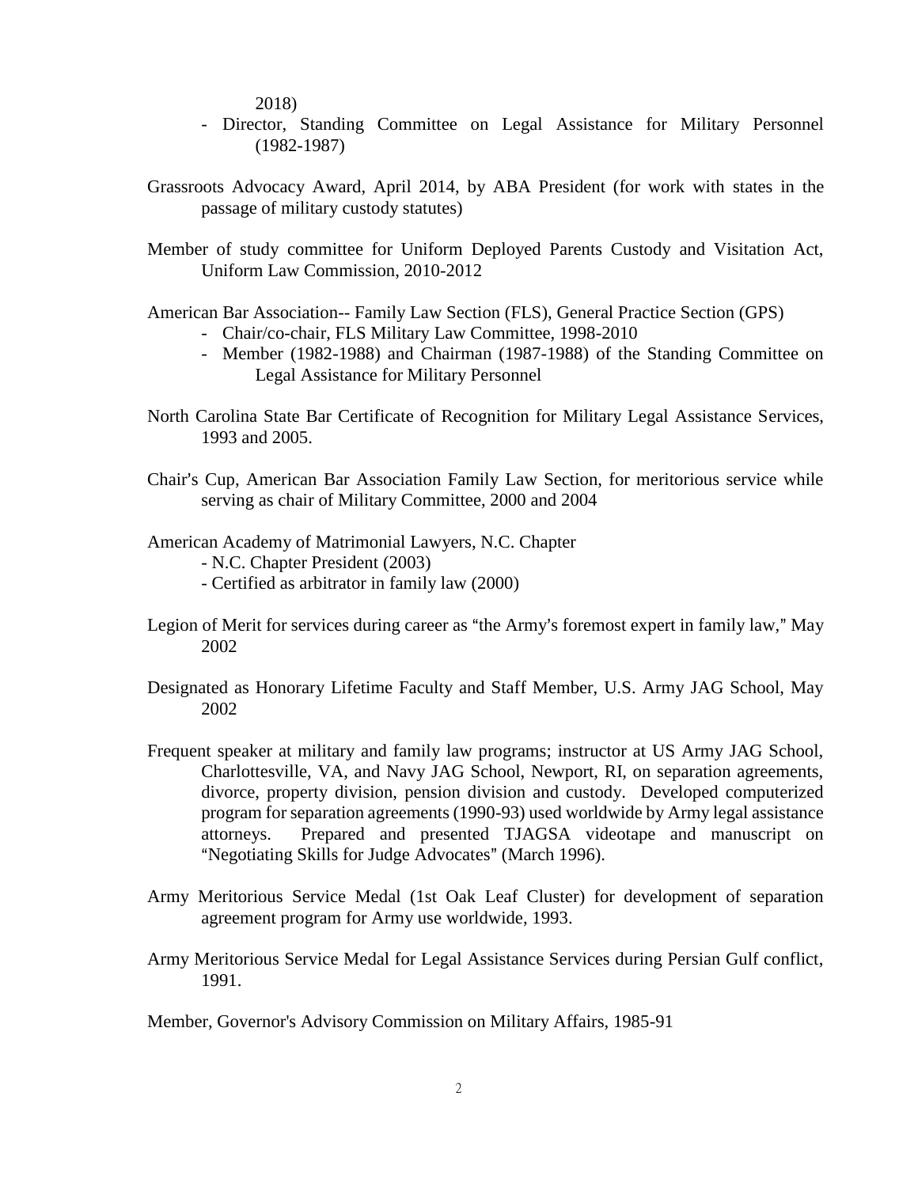2018)

- Director, Standing Committee on Legal Assistance for Military Personnel (1982-1987)

Grassroots Advocacy Award, April 2014, by ABA President (for work with states in the passage of military custody statutes)

Member of study committee for Uniform Deployed Parents Custody and Visitation Act, Uniform Law Commission, 2010-2012

American Bar Association-- Family Law Section (FLS), General Practice Section (GPS)

- Chair/co-chair, FLS Military Law Committee, 1998-2010
- Member (1982-1988) and Chairman (1987-1988) of the Standing Committee on Legal Assistance for Military Personnel

North Carolina State Bar Certificate of Recognition for Military Legal Assistance Services, 1993 and 2005.

Chair's Cup, American Bar Association Family Law Section, for meritorious service while serving as chair of Military Committee, 2000 and 2004

American Academy of Matrimonial Lawyers, N.C. Chapter

- N.C. Chapter President (2003)
- Certified as arbitrator in family law (2000)

Legion of Merit for services during career as "the Army's foremost expert in family law," May 2002

Designated as Honorary Lifetime Faculty and Staff Member, U.S. Army JAG School, May 2002

Frequent speaker at military and family law programs; instructor at US Army JAG School, Charlottesville, VA, and Navy JAG School, Newport, RI, on separation agreements, divorce, property division, pension division and custody. Developed computerized program for separation agreements (1990-93) used worldwide by Army legal assistance attorneys. Prepared and presented TJAGSA videotape and manuscript on "Negotiating Skills for Judge Advocates" (March 1996).

Army Meritorious Service Medal (1st Oak Leaf Cluster) for development of separation agreement program for Army use worldwide, 1993.

Army Meritorious Service Medal for Legal Assistance Services during Persian Gulf conflict, 1991.

Member, Governor's Advisory Commission on Military Affairs, 1985-91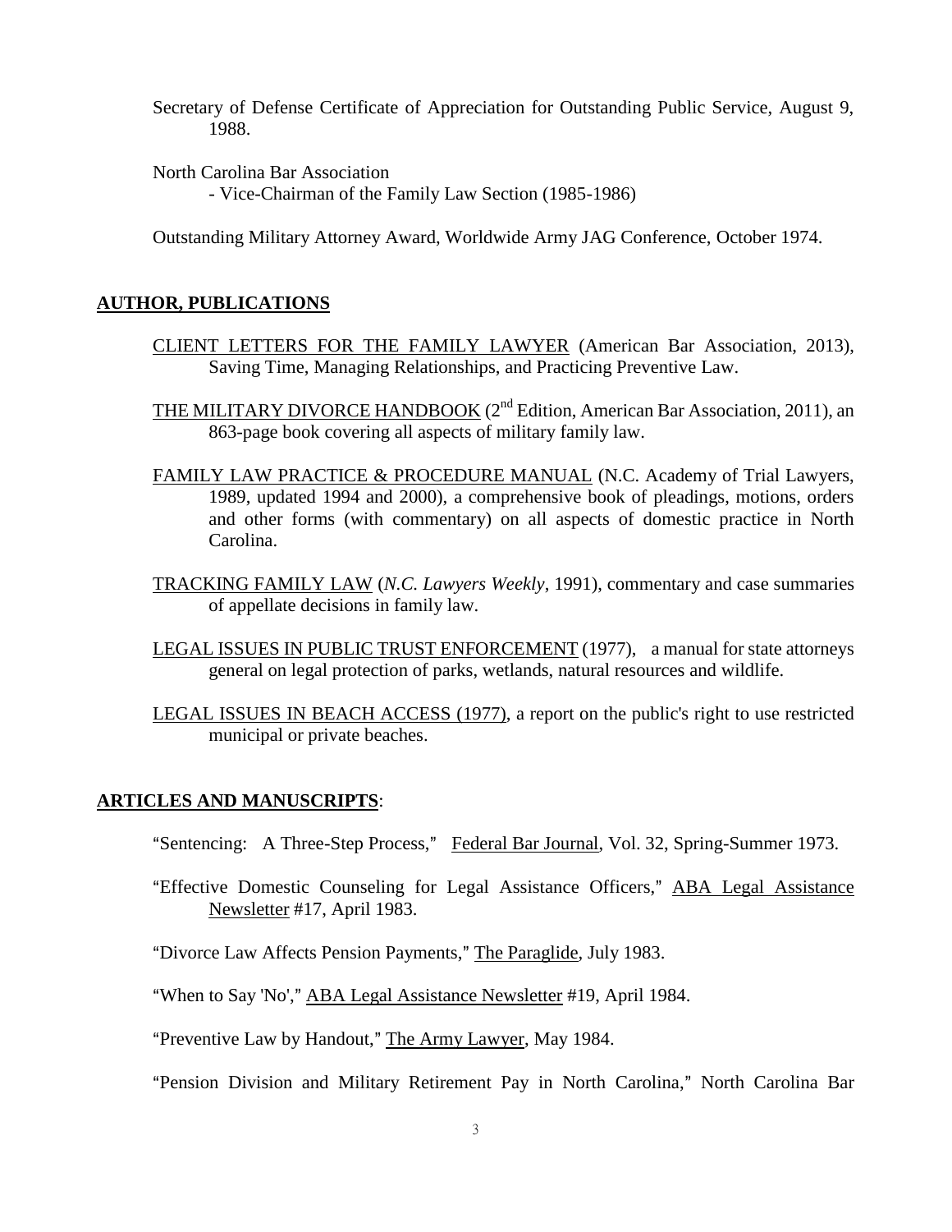Secretary of Defense Certificate of Appreciation for Outstanding Public Service, August 9, 1988.

North Carolina Bar Association
- Vice-Chairman of the Family Law Section (1985-1986)

Outstanding Military Attorney Award, Worldwide Army JAG Conference, October 1974.

## AUTHOR, PUBLICATIONS

CLIENT LETTERS FOR THE FAMILY LAWYER (American Bar Association, 2013), Saving Time, Managing Relationships, and Practicing Preventive Law.

THE MILITARY DIVORCE HANDBOOK (2nd Edition, American Bar Association, 2011), an 863-page book covering all aspects of military family law.

FAMILY LAW PRACTICE & PROCEDURE MANUAL (N.C. Academy of Trial Lawyers, 1989, updated 1994 and 2000), a comprehensive book of pleadings, motions, orders and other forms (with commentary) on all aspects of domestic practice in North Carolina.

TRACKING FAMILY LAW (*N.C. Lawyers Weekly*, 1991), commentary and case summaries of appellate decisions in family law.

LEGAL ISSUES IN PUBLIC TRUST ENFORCEMENT (1977), a manual for state attorneys general on legal protection of parks, wetlands, natural resources and wildlife.

LEGAL ISSUES IN BEACH ACCESS (1977), a report on the public's right to use restricted municipal or private beaches.

## ARTICLES AND MANUSCRIPTS:

"Sentencing: A Three-Step Process," Federal Bar Journal, Vol. 32, Spring-Summer 1973.

"Effective Domestic Counseling for Legal Assistance Officers," ABA Legal Assistance Newsletter #17, April 1983.

"Divorce Law Affects Pension Payments," The Paraglide, July 1983.

"When to Say 'No'," ABA Legal Assistance Newsletter #19, April 1984.

"Preventive Law by Handout," The Army Lawyer, May 1984.

"Pension Division and Military Retirement Pay in North Carolina," North Carolina Bar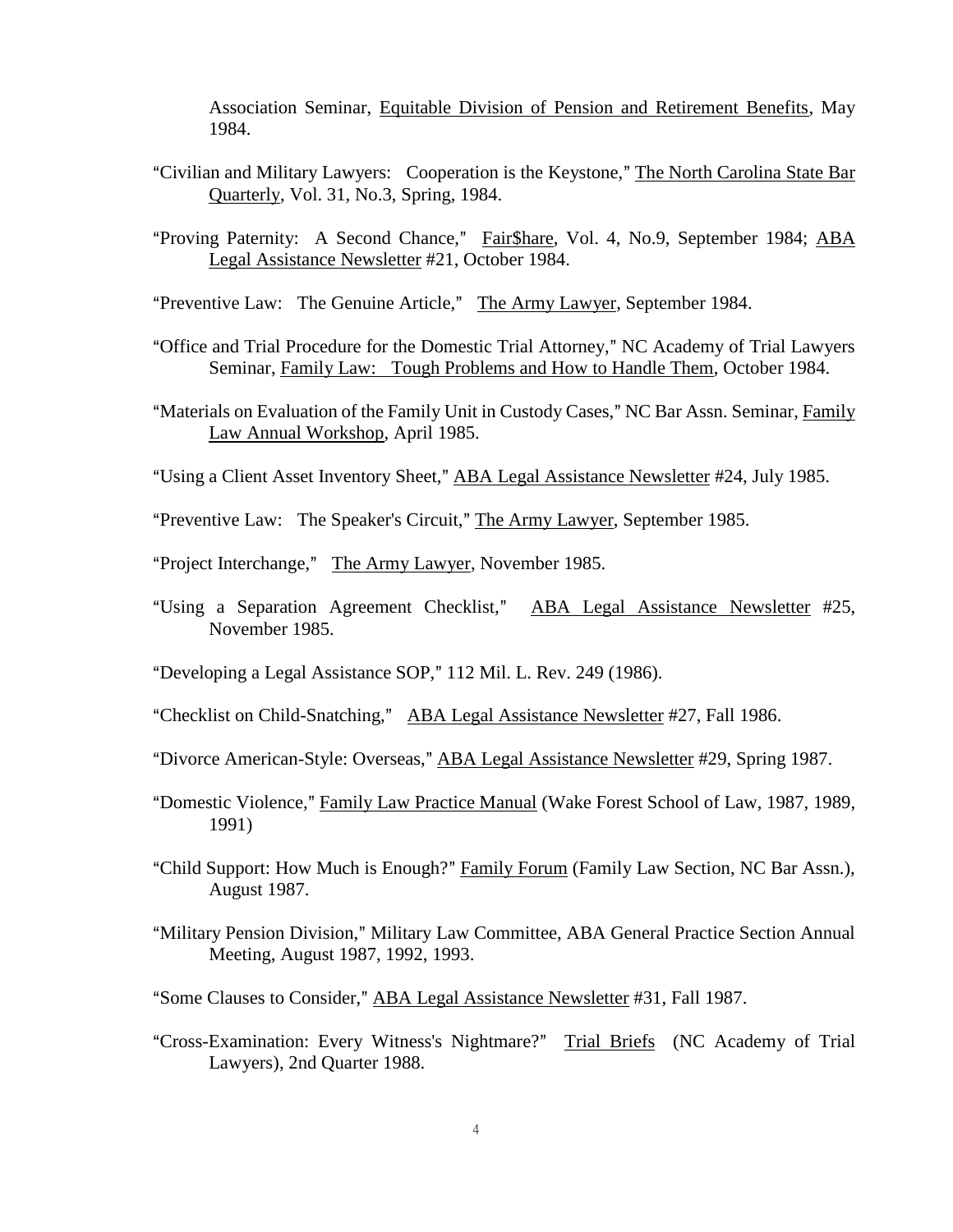Association Seminar, Equitable Division of Pension and Retirement Benefits, May 1984.

"Civilian and Military Lawyers: Cooperation is the Keystone," The North Carolina State Bar Quarterly, Vol. 31, No.3, Spring, 1984.

"Proving Paternity: A Second Chance," Fair$hare, Vol. 4, No.9, September 1984; ABA Legal Assistance Newsletter #21, October 1984.

"Preventive Law: The Genuine Article," The Army Lawyer, September 1984.

"Office and Trial Procedure for the Domestic Trial Attorney," NC Academy of Trial Lawyers Seminar, Family Law: Tough Problems and How to Handle Them, October 1984.

"Materials on Evaluation of the Family Unit in Custody Cases," NC Bar Assn. Seminar, Family Law Annual Workshop, April 1985.

"Using a Client Asset Inventory Sheet," ABA Legal Assistance Newsletter #24, July 1985.

"Preventive Law: The Speaker's Circuit," The Army Lawyer, September 1985.

"Project Interchange," The Army Lawyer, November 1985.

"Using a Separation Agreement Checklist," ABA Legal Assistance Newsletter #25, November 1985.

"Developing a Legal Assistance SOP," 112 Mil. L. Rev. 249 (1986).

"Checklist on Child-Snatching," ABA Legal Assistance Newsletter #27, Fall 1986.

"Divorce American-Style: Overseas," ABA Legal Assistance Newsletter #29, Spring 1987.

"Domestic Violence," Family Law Practice Manual (Wake Forest School of Law, 1987, 1989, 1991)

"Child Support: How Much is Enough?" Family Forum (Family Law Section, NC Bar Assn.), August 1987.

"Military Pension Division," Military Law Committee, ABA General Practice Section Annual Meeting, August 1987, 1992, 1993.

"Some Clauses to Consider," ABA Legal Assistance Newsletter #31, Fall 1987.

"Cross-Examination: Every Witness's Nightmare?" Trial Briefs (NC Academy of Trial Lawyers), 2nd Quarter 1988.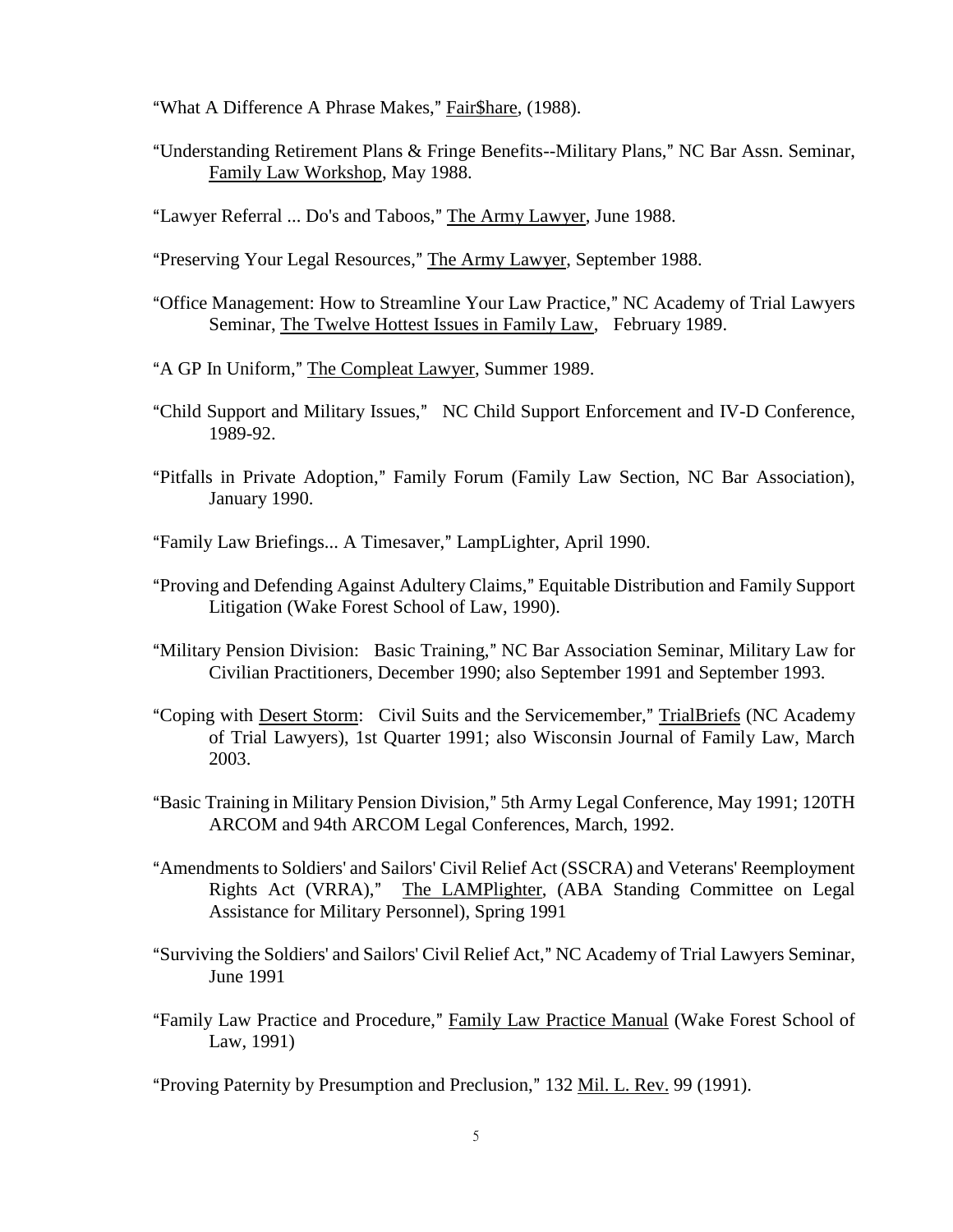"What A Difference A Phrase Makes," Fair$hare, (1988).

"Understanding Retirement Plans & Fringe Benefits--Military Plans," NC Bar Assn. Seminar, Family Law Workshop, May 1988.

"Lawyer Referral ... Do's and Taboos," The Army Lawyer, June 1988.

"Preserving Your Legal Resources," The Army Lawyer, September 1988.

"Office Management: How to Streamline Your Law Practice," NC Academy of Trial Lawyers Seminar, The Twelve Hottest Issues in Family Law, February 1989.

"A GP In Uniform," The Compleat Lawyer, Summer 1989.

"Child Support and Military Issues," NC Child Support Enforcement and IV-D Conference, 1989-92.

"Pitfalls in Private Adoption," Family Forum (Family Law Section, NC Bar Association), January 1990.

"Family Law Briefings... A Timesaver," LampLighter, April 1990.

"Proving and Defending Against Adultery Claims," Equitable Distribution and Family Support Litigation (Wake Forest School of Law, 1990).

"Military Pension Division: Basic Training," NC Bar Association Seminar, Military Law for Civilian Practitioners, December 1990; also September 1991 and September 1993.

"Coping with Desert Storm: Civil Suits and the Servicemember," TrialBriefs (NC Academy of Trial Lawyers), 1st Quarter 1991; also Wisconsin Journal of Family Law, March 2003.

"Basic Training in Military Pension Division," 5th Army Legal Conference, May 1991; 120TH ARCOM and 94th ARCOM Legal Conferences, March, 1992.

"Amendments to Soldiers' and Sailors' Civil Relief Act (SSCRA) and Veterans' Reemployment Rights Act (VRRA)," The LAMPlighter, (ABA Standing Committee on Legal Assistance for Military Personnel), Spring 1991

"Surviving the Soldiers' and Sailors' Civil Relief Act," NC Academy of Trial Lawyers Seminar, June 1991

"Family Law Practice and Procedure," Family Law Practice Manual (Wake Forest School of Law, 1991)

"Proving Paternity by Presumption and Preclusion," 132 Mil. L. Rev. 99 (1991).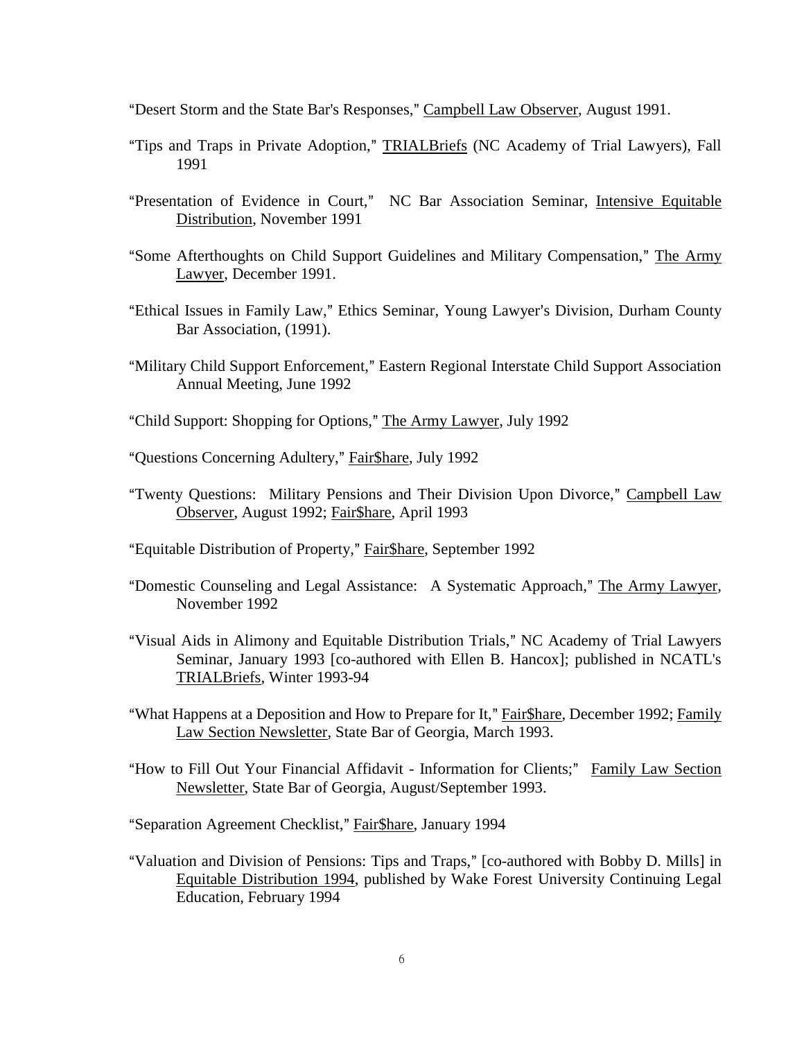"Desert Storm and the State Bar's Responses," Campbell Law Observer, August 1991.

"Tips and Traps in Private Adoption," TRIALBriefs (NC Academy of Trial Lawyers), Fall 1991

"Presentation of Evidence in Court," NC Bar Association Seminar, Intensive Equitable Distribution, November 1991

"Some Afterthoughts on Child Support Guidelines and Military Compensation," The Army Lawyer, December 1991.

"Ethical Issues in Family Law," Ethics Seminar, Young Lawyer's Division, Durham County Bar Association, (1991).

"Military Child Support Enforcement," Eastern Regional Interstate Child Support Association Annual Meeting, June 1992

"Child Support: Shopping for Options," The Army Lawyer, July 1992

"Questions Concerning Adultery," Fair$hare, July 1992

"Twenty Questions: Military Pensions and Their Division Upon Divorce," Campbell Law Observer, August 1992; Fair$hare, April 1993

"Equitable Distribution of Property," Fair$hare, September 1992

"Domestic Counseling and Legal Assistance: A Systematic Approach," The Army Lawyer, November 1992

"Visual Aids in Alimony and Equitable Distribution Trials," NC Academy of Trial Lawyers Seminar, January 1993 [co-authored with Ellen B. Hancox]; published in NCATL's TRIALBriefs, Winter 1993-94

"What Happens at a Deposition and How to Prepare for It," Fair$hare, December 1992; Family Law Section Newsletter, State Bar of Georgia, March 1993.

"How to Fill Out Your Financial Affidavit - Information for Clients;" Family Law Section Newsletter, State Bar of Georgia, August/September 1993.

"Separation Agreement Checklist," Fair$hare, January 1994

"Valuation and Division of Pensions: Tips and Traps," [co-authored with Bobby D. Mills] in Equitable Distribution 1994, published by Wake Forest University Continuing Legal Education, February 1994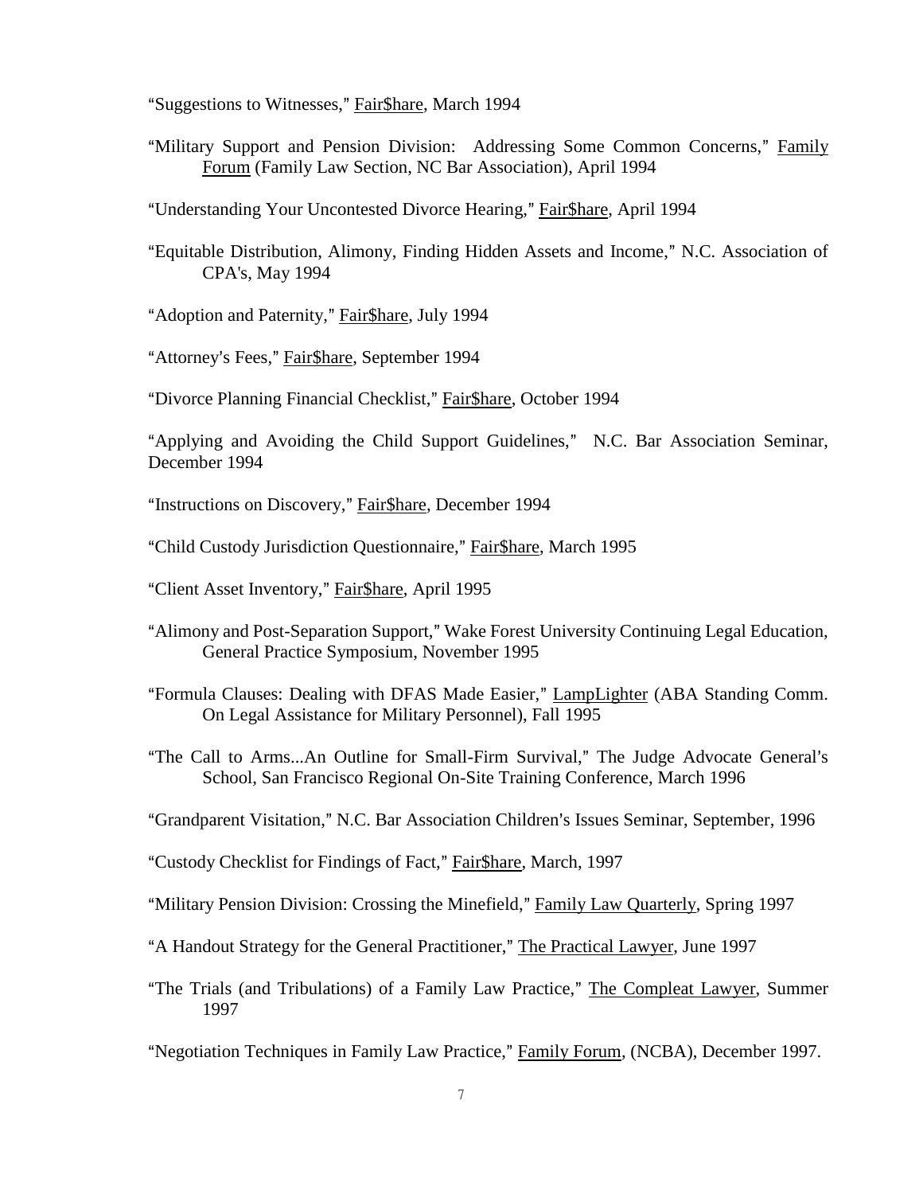"Suggestions to Witnesses," Fair$hare, March 1994

"Military Support and Pension Division: Addressing Some Common Concerns," Family Forum (Family Law Section, NC Bar Association), April 1994

"Understanding Your Uncontested Divorce Hearing," Fair$hare, April 1994

"Equitable Distribution, Alimony, Finding Hidden Assets and Income," N.C. Association of CPA's, May 1994

"Adoption and Paternity," Fair$hare, July 1994

"Attorney's Fees," Fair$hare, September 1994

"Divorce Planning Financial Checklist," Fair$hare, October 1994

"Applying and Avoiding the Child Support Guidelines," N.C. Bar Association Seminar, December 1994

"Instructions on Discovery," Fair$hare, December 1994

"Child Custody Jurisdiction Questionnaire," Fair$hare, March 1995

"Client Asset Inventory," Fair$hare, April 1995

"Alimony and Post-Separation Support," Wake Forest University Continuing Legal Education, General Practice Symposium, November 1995

"Formula Clauses: Dealing with DFAS Made Easier," LampLighter (ABA Standing Comm. On Legal Assistance for Military Personnel), Fall 1995

"The Call to Arms...An Outline for Small-Firm Survival," The Judge Advocate General's School, San Francisco Regional On-Site Training Conference, March 1996

"Grandparent Visitation," N.C. Bar Association Children's Issues Seminar, September, 1996

"Custody Checklist for Findings of Fact," Fair$hare, March, 1997

"Military Pension Division: Crossing the Minefield," Family Law Quarterly, Spring 1997

"A Handout Strategy for the General Practitioner," The Practical Lawyer, June 1997

"The Trials (and Tribulations) of a Family Law Practice," The Compleat Lawyer, Summer 1997

"Negotiation Techniques in Family Law Practice," Family Forum, (NCBA), December 1997.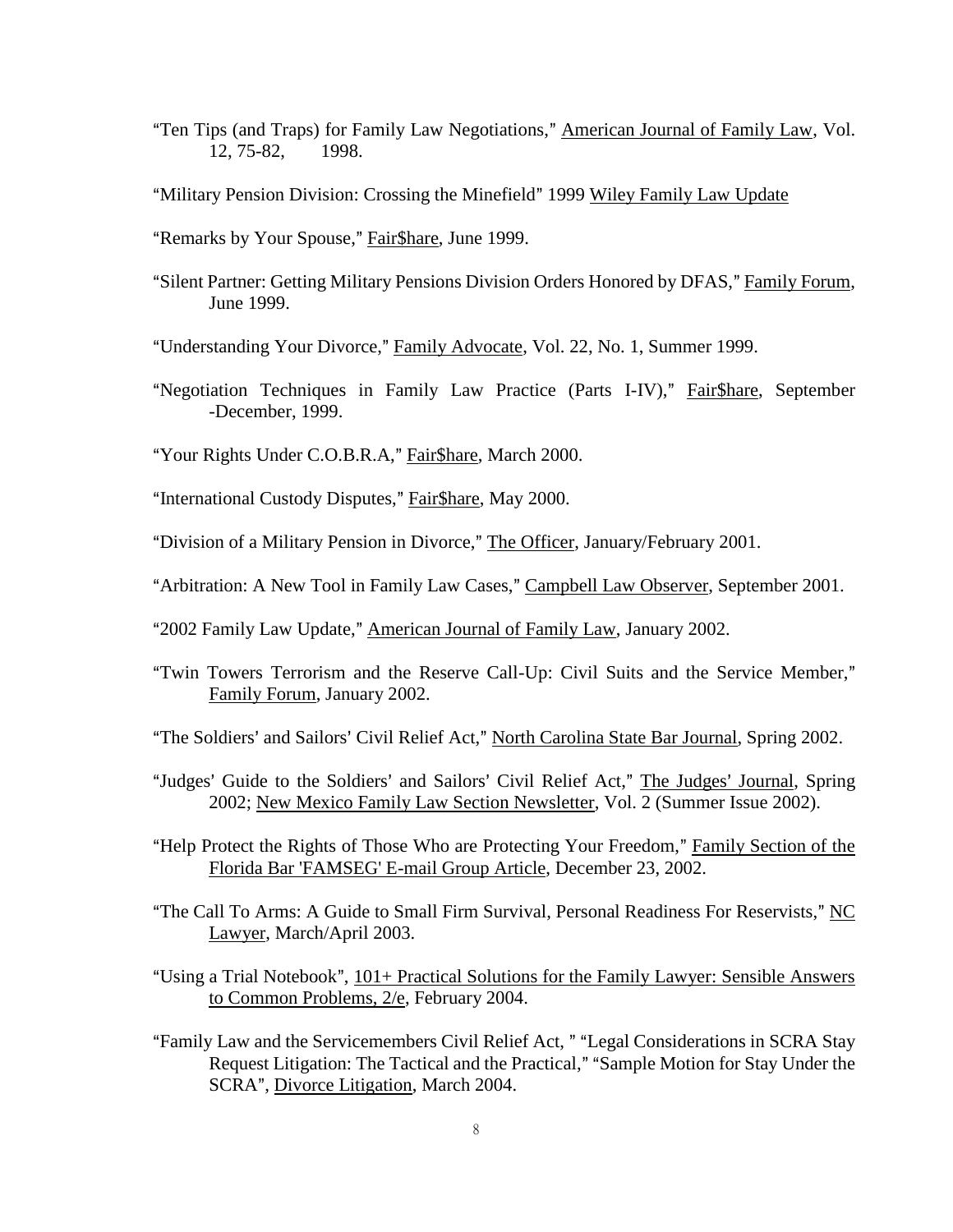"Ten Tips (and Traps) for Family Law Negotiations," American Journal of Family Law, Vol. 12, 75-82, 1998.

"Military Pension Division: Crossing the Minefield" 1999 Wiley Family Law Update

"Remarks by Your Spouse," Fair$hare, June 1999.

"Silent Partner: Getting Military Pensions Division Orders Honored by DFAS," Family Forum, June 1999.

"Understanding Your Divorce," Family Advocate, Vol. 22, No. 1, Summer 1999.

"Negotiation Techniques in Family Law Practice (Parts I-IV)," Fair$hare, September -December, 1999.

"Your Rights Under C.O.B.R.A," Fair$hare, March 2000.

"International Custody Disputes," Fair$hare, May 2000.

"Division of a Military Pension in Divorce," The Officer, January/February 2001.

"Arbitration: A New Tool in Family Law Cases," Campbell Law Observer, September 2001.

"2002 Family Law Update," American Journal of Family Law, January 2002.

"Twin Towers Terrorism and the Reserve Call-Up: Civil Suits and the Service Member," Family Forum, January 2002.

"The Soldiers' and Sailors' Civil Relief Act," North Carolina State Bar Journal, Spring 2002.

"Judges' Guide to the Soldiers' and Sailors' Civil Relief Act," The Judges' Journal, Spring 2002; New Mexico Family Law Section Newsletter, Vol. 2 (Summer Issue 2002).

"Help Protect the Rights of Those Who are Protecting Your Freedom," Family Section of the Florida Bar 'FAMSEG' E-mail Group Article, December 23, 2002.

"The Call To Arms: A Guide to Small Firm Survival, Personal Readiness For Reservists," NC Lawyer, March/April 2003.

"Using a Trial Notebook", 101+ Practical Solutions for the Family Lawyer: Sensible Answers to Common Problems, 2/e, February 2004.

"Family Law and the Servicemembers Civil Relief Act, " "Legal Considerations in SCRA Stay Request Litigation: The Tactical and the Practical," "Sample Motion for Stay Under the SCRA", Divorce Litigation, March 2004.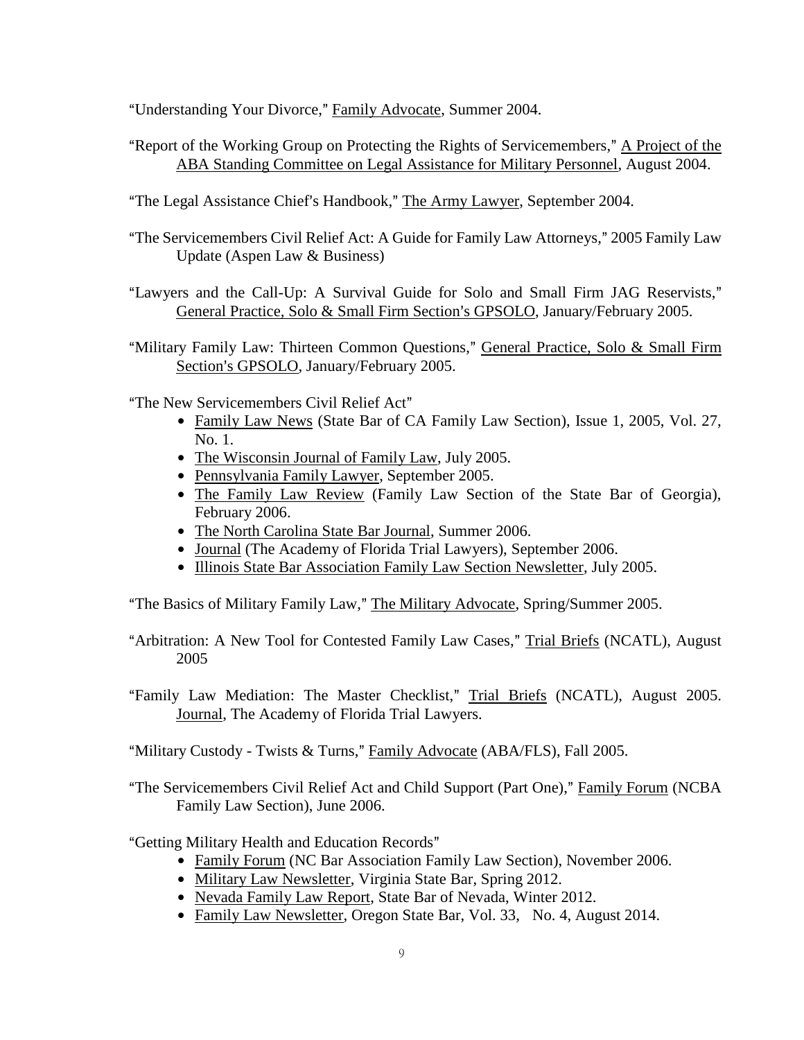"Understanding Your Divorce," Family Advocate, Summer 2004.

"Report of the Working Group on Protecting the Rights of Servicemembers," A Project of the ABA Standing Committee on Legal Assistance for Military Personnel, August 2004.

"The Legal Assistance Chief's Handbook," The Army Lawyer, September 2004.

"The Servicemembers Civil Relief Act: A Guide for Family Law Attorneys," 2005 Family Law Update (Aspen Law & Business)

"Lawyers and the Call-Up: A Survival Guide for Solo and Small Firm JAG Reservists," General Practice, Solo & Small Firm Section's GPSOLO, January/February 2005.

"Military Family Law: Thirteen Common Questions," General Practice, Solo & Small Firm Section's GPSOLO, January/February 2005.

"The New Servicemembers Civil Relief Act"

- Family Law News (State Bar of CA Family Law Section), Issue 1, 2005, Vol. 27, No. 1.
- The Wisconsin Journal of Family Law, July 2005.
- Pennsylvania Family Lawyer, September 2005.
- The Family Law Review (Family Law Section of the State Bar of Georgia), February 2006.
- The North Carolina State Bar Journal, Summer 2006.
- Journal (The Academy of Florida Trial Lawyers), September 2006.
- Illinois State Bar Association Family Law Section Newsletter, July 2005.

"The Basics of Military Family Law," The Military Advocate, Spring/Summer 2005.

"Arbitration: A New Tool for Contested Family Law Cases," Trial Briefs (NCATL), August 2005

"Family Law Mediation: The Master Checklist," Trial Briefs (NCATL), August 2005. Journal, The Academy of Florida Trial Lawyers.

"Military Custody - Twists & Turns," Family Advocate (ABA/FLS), Fall 2005.

"The Servicemembers Civil Relief Act and Child Support (Part One)," Family Forum (NCBA Family Law Section), June 2006.

"Getting Military Health and Education Records"

- Family Forum (NC Bar Association Family Law Section), November 2006.
- Military Law Newsletter, Virginia State Bar, Spring 2012.
- Nevada Family Law Report, State Bar of Nevada, Winter 2012.
- Family Law Newsletter, Oregon State Bar, Vol. 33, No. 4, August 2014.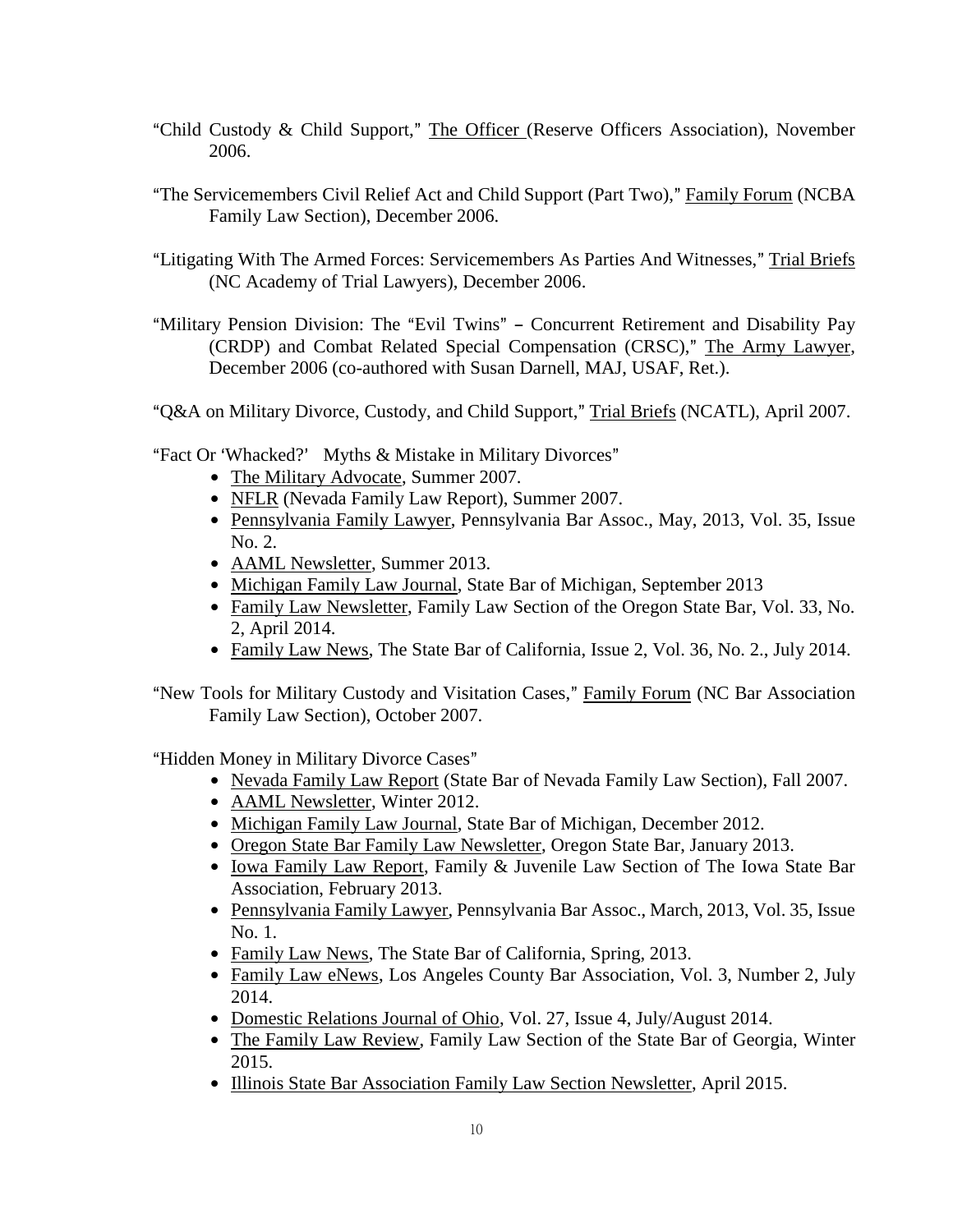"Child Custody & Child Support," The Officer (Reserve Officers Association), November 2006.

"The Servicemembers Civil Relief Act and Child Support (Part Two)," Family Forum (NCBA Family Law Section), December 2006.

"Litigating With The Armed Forces: Servicemembers As Parties And Witnesses," Trial Briefs (NC Academy of Trial Lawyers), December 2006.

"Military Pension Division: The "Evil Twins" – Concurrent Retirement and Disability Pay (CRDP) and Combat Related Special Compensation (CRSC)," The Army Lawyer, December 2006 (co-authored with Susan Darnell, MAJ, USAF, Ret.).

"Q&A on Military Divorce, Custody, and Child Support," Trial Briefs (NCATL), April 2007.

"Fact Or 'Whacked?' Myths & Mistake in Military Divorces"

- The Military Advocate, Summer 2007.
- NFLR (Nevada Family Law Report), Summer 2007.
- Pennsylvania Family Lawyer, Pennsylvania Bar Assoc., May, 2013, Vol. 35, Issue No. 2.
- AAML Newsletter, Summer 2013.
- Michigan Family Law Journal, State Bar of Michigan, September 2013
- Family Law Newsletter, Family Law Section of the Oregon State Bar, Vol. 33, No. 2, April 2014.
- Family Law News, The State Bar of California, Issue 2, Vol. 36, No. 2., July 2014.

"New Tools for Military Custody and Visitation Cases," Family Forum (NC Bar Association Family Law Section), October 2007.

"Hidden Money in Military Divorce Cases"

- Nevada Family Law Report (State Bar of Nevada Family Law Section), Fall 2007.
- AAML Newsletter, Winter 2012.
- Michigan Family Law Journal, State Bar of Michigan, December 2012.
- Oregon State Bar Family Law Newsletter, Oregon State Bar, January 2013.
- Iowa Family Law Report, Family & Juvenile Law Section of The Iowa State Bar Association, February 2013.
- Pennsylvania Family Lawyer, Pennsylvania Bar Assoc., March, 2013, Vol. 35, Issue No. 1.
- Family Law News, The State Bar of California, Spring, 2013.
- Family Law eNews, Los Angeles County Bar Association, Vol. 3, Number 2, July 2014.
- Domestic Relations Journal of Ohio, Vol. 27, Issue 4, July/August 2014.
- The Family Law Review, Family Law Section of the State Bar of Georgia, Winter 2015.
- Illinois State Bar Association Family Law Section Newsletter, April 2015.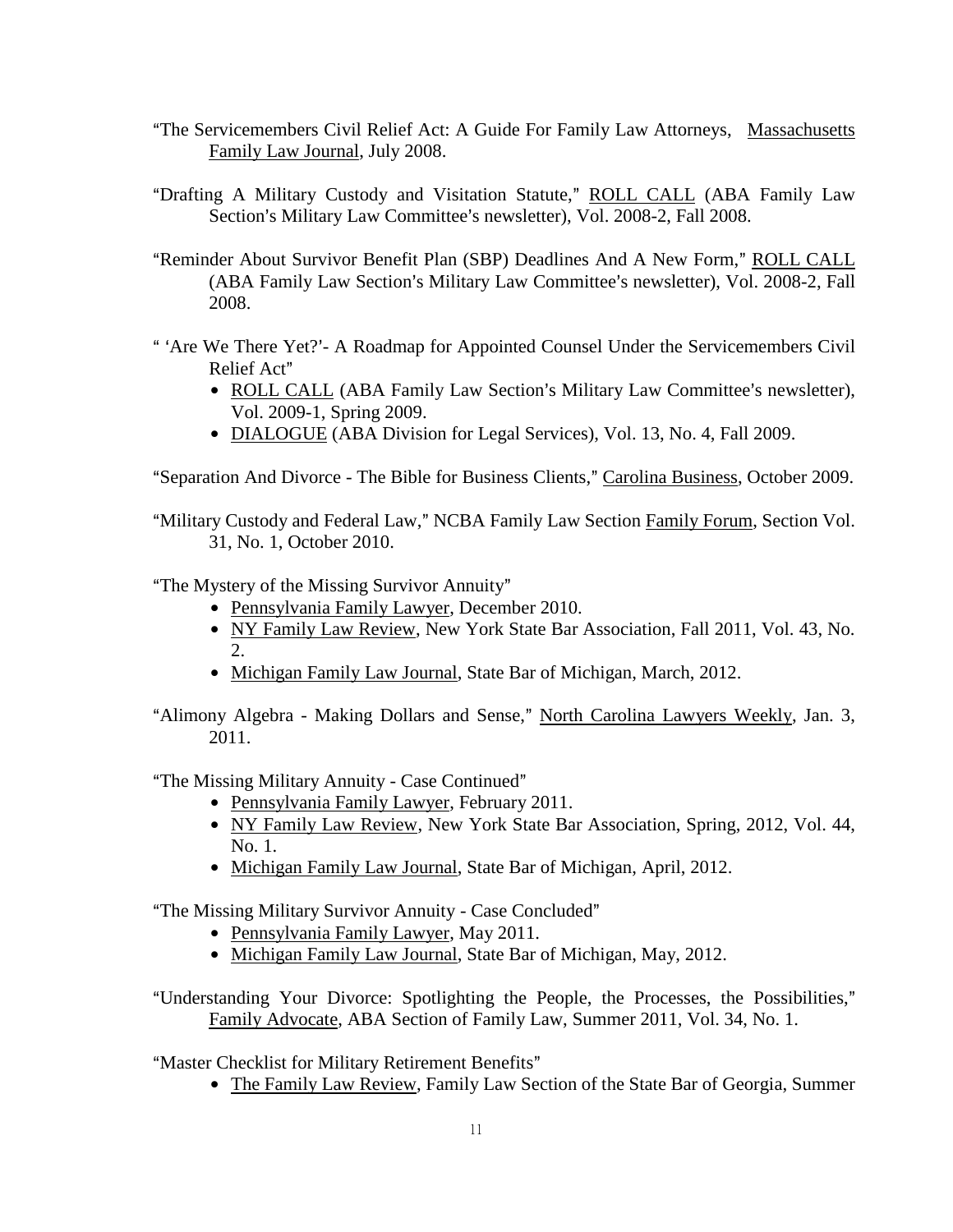"The Servicemembers Civil Relief Act: A Guide For Family Law Attorneys, Massachusetts Family Law Journal, July 2008.

"Drafting A Military Custody and Visitation Statute," ROLL CALL (ABA Family Law Section's Military Law Committee's newsletter), Vol. 2008-2, Fall 2008.

"Reminder About Survivor Benefit Plan (SBP) Deadlines And A New Form," ROLL CALL (ABA Family Law Section's Military Law Committee's newsletter), Vol. 2008-2, Fall 2008.

" 'Are We There Yet?'- A Roadmap for Appointed Counsel Under the Servicemembers Civil Relief Act"

- ROLL CALL (ABA Family Law Section's Military Law Committee's newsletter), Vol. 2009-1, Spring 2009.
- DIALOGUE (ABA Division for Legal Services), Vol. 13, No. 4, Fall 2009.

"Separation And Divorce - The Bible for Business Clients," Carolina Business, October 2009.

"Military Custody and Federal Law," NCBA Family Law Section Family Forum, Section Vol. 31, No. 1, October 2010.

"The Mystery of the Missing Survivor Annuity"

- Pennsylvania Family Lawyer, December 2010.
- NY Family Law Review, New York State Bar Association, Fall 2011, Vol. 43, No. 2.
- Michigan Family Law Journal, State Bar of Michigan, March, 2012.

"Alimony Algebra - Making Dollars and Sense," North Carolina Lawyers Weekly, Jan. 3, 2011.

"The Missing Military Annuity - Case Continued"

- Pennsylvania Family Lawyer, February 2011.
- NY Family Law Review, New York State Bar Association, Spring, 2012, Vol. 44, No. 1.
- Michigan Family Law Journal, State Bar of Michigan, April, 2012.

"The Missing Military Survivor Annuity - Case Concluded"

- Pennsylvania Family Lawyer, May 2011.
- Michigan Family Law Journal, State Bar of Michigan, May, 2012.

"Understanding Your Divorce: Spotlighting the People, the Processes, the Possibilities," Family Advocate, ABA Section of Family Law, Summer 2011, Vol. 34, No. 1.

"Master Checklist for Military Retirement Benefits"

- The Family Law Review, Family Law Section of the State Bar of Georgia, Summer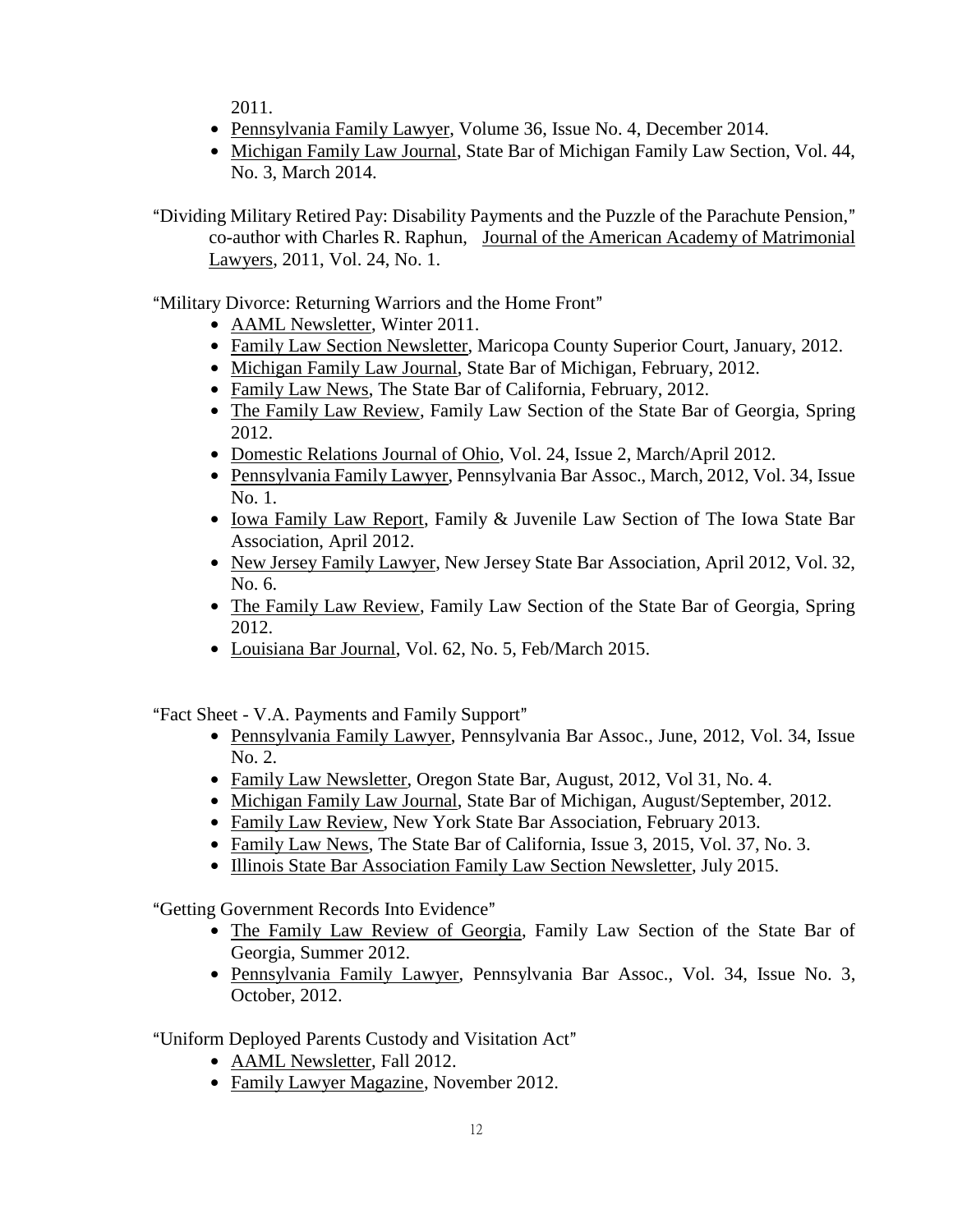2011.

- Pennsylvania Family Lawyer, Volume 36, Issue No. 4, December 2014.
- Michigan Family Law Journal, State Bar of Michigan Family Law Section, Vol. 44, No. 3, March 2014.

"Dividing Military Retired Pay: Disability Payments and the Puzzle of the Parachute Pension," co-author with Charles R. Raphun, Journal of the American Academy of Matrimonial Lawyers, 2011, Vol. 24, No. 1.

"Military Divorce: Returning Warriors and the Home Front"

- AAML Newsletter, Winter 2011.
- Family Law Section Newsletter, Maricopa County Superior Court, January, 2012.
- Michigan Family Law Journal, State Bar of Michigan, February, 2012.
- Family Law News, The State Bar of California, February, 2012.
- The Family Law Review, Family Law Section of the State Bar of Georgia, Spring 2012.
- Domestic Relations Journal of Ohio, Vol. 24, Issue 2, March/April 2012.
- Pennsylvania Family Lawyer, Pennsylvania Bar Assoc., March, 2012, Vol. 34, Issue No. 1.
- Iowa Family Law Report, Family & Juvenile Law Section of The Iowa State Bar Association, April 2012.
- New Jersey Family Lawyer, New Jersey State Bar Association, April 2012, Vol. 32, No. 6.
- The Family Law Review, Family Law Section of the State Bar of Georgia, Spring 2012.
- Louisiana Bar Journal, Vol. 62, No. 5, Feb/March 2015.

"Fact Sheet - V.A. Payments and Family Support"

- Pennsylvania Family Lawyer, Pennsylvania Bar Assoc., June, 2012, Vol. 34, Issue No. 2.
- Family Law Newsletter, Oregon State Bar, August, 2012, Vol 31, No. 4.
- Michigan Family Law Journal, State Bar of Michigan, August/September, 2012.
- Family Law Review, New York State Bar Association, February 2013.
- Family Law News, The State Bar of California, Issue 3, 2015, Vol. 37, No. 3.
- Illinois State Bar Association Family Law Section Newsletter, July 2015.

"Getting Government Records Into Evidence"

- The Family Law Review of Georgia, Family Law Section of the State Bar of Georgia, Summer 2012.
- Pennsylvania Family Lawyer, Pennsylvania Bar Assoc., Vol. 34, Issue No. 3, October, 2012.

"Uniform Deployed Parents Custody and Visitation Act"

- AAML Newsletter, Fall 2012.
- Family Lawyer Magazine, November 2012.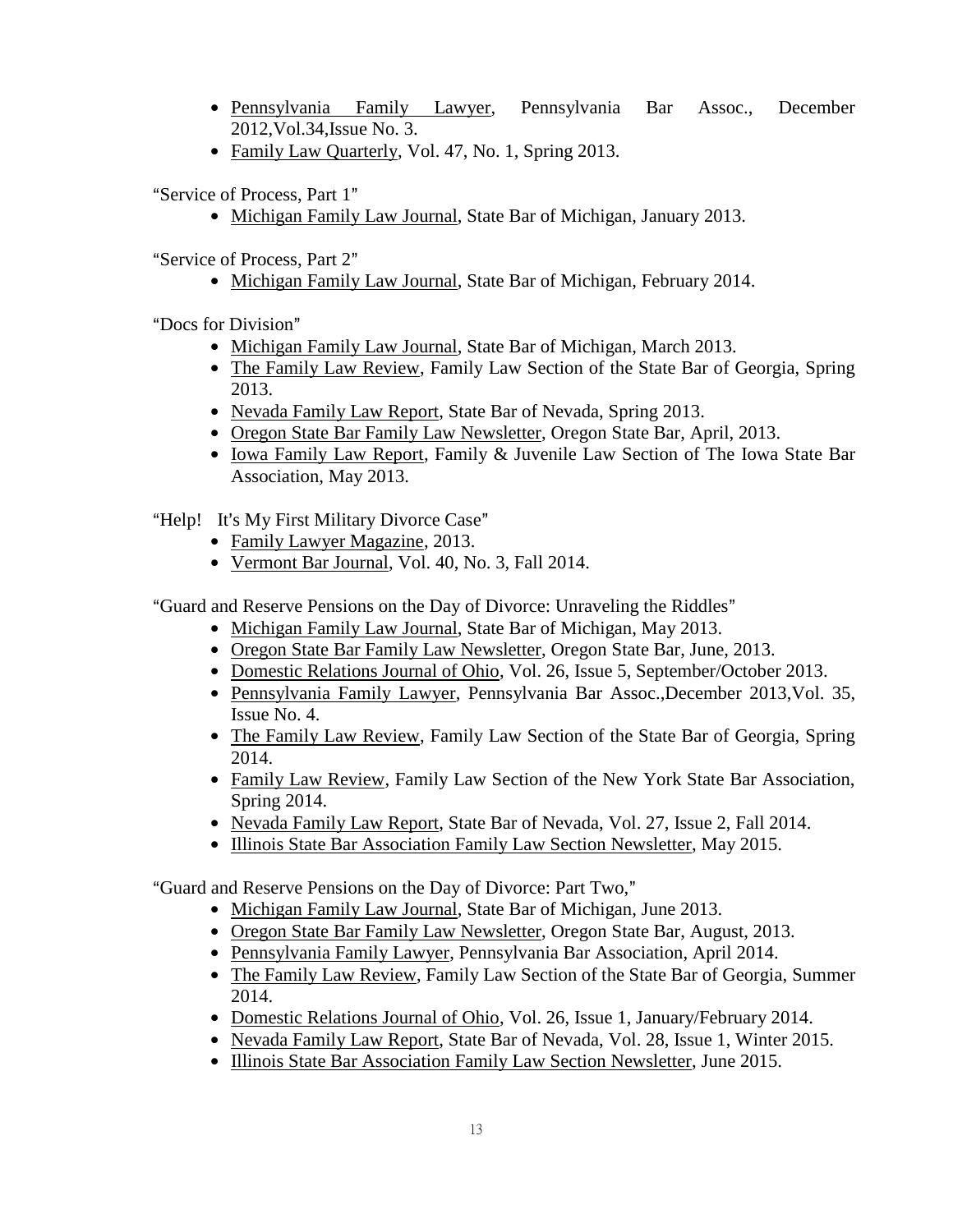- Pennsylvania Family Lawyer, Pennsylvania Bar Assoc., December 2012,Vol.34,Issue No. 3.
- Family Law Quarterly, Vol. 47, No. 1, Spring 2013.

"Service of Process, Part 1"

- Michigan Family Law Journal, State Bar of Michigan, January 2013.

"Service of Process, Part 2"

- Michigan Family Law Journal, State Bar of Michigan, February 2014.

"Docs for Division"

- Michigan Family Law Journal, State Bar of Michigan, March 2013.
- The Family Law Review, Family Law Section of the State Bar of Georgia, Spring 2013.
- Nevada Family Law Report, State Bar of Nevada, Spring 2013.
- Oregon State Bar Family Law Newsletter, Oregon State Bar, April, 2013.
- Iowa Family Law Report, Family & Juvenile Law Section of The Iowa State Bar Association, May 2013.

"Help!   It's My First Military Divorce Case"

- Family Lawyer Magazine, 2013.
- Vermont Bar Journal, Vol. 40, No. 3, Fall 2014.

"Guard and Reserve Pensions on the Day of Divorce: Unraveling the Riddles"

- Michigan Family Law Journal, State Bar of Michigan, May 2013.
- Oregon State Bar Family Law Newsletter, Oregon State Bar, June, 2013.
- Domestic Relations Journal of Ohio, Vol. 26, Issue 5, September/October 2013.
- Pennsylvania Family Lawyer, Pennsylvania Bar Assoc.,December 2013,Vol. 35, Issue No. 4.
- The Family Law Review, Family Law Section of the State Bar of Georgia, Spring 2014.
- Family Law Review, Family Law Section of the New York State Bar Association, Spring 2014.
- Nevada Family Law Report, State Bar of Nevada, Vol. 27, Issue 2, Fall 2014.
- Illinois State Bar Association Family Law Section Newsletter, May 2015.

"Guard and Reserve Pensions on the Day of Divorce: Part Two,"

- Michigan Family Law Journal, State Bar of Michigan, June 2013.
- Oregon State Bar Family Law Newsletter, Oregon State Bar, August, 2013.
- Pennsylvania Family Lawyer, Pennsylvania Bar Association, April 2014.
- The Family Law Review, Family Law Section of the State Bar of Georgia, Summer 2014.
- Domestic Relations Journal of Ohio, Vol. 26, Issue 1, January/February 2014.
- Nevada Family Law Report, State Bar of Nevada, Vol. 28, Issue 1, Winter 2015.
- Illinois State Bar Association Family Law Section Newsletter, June 2015.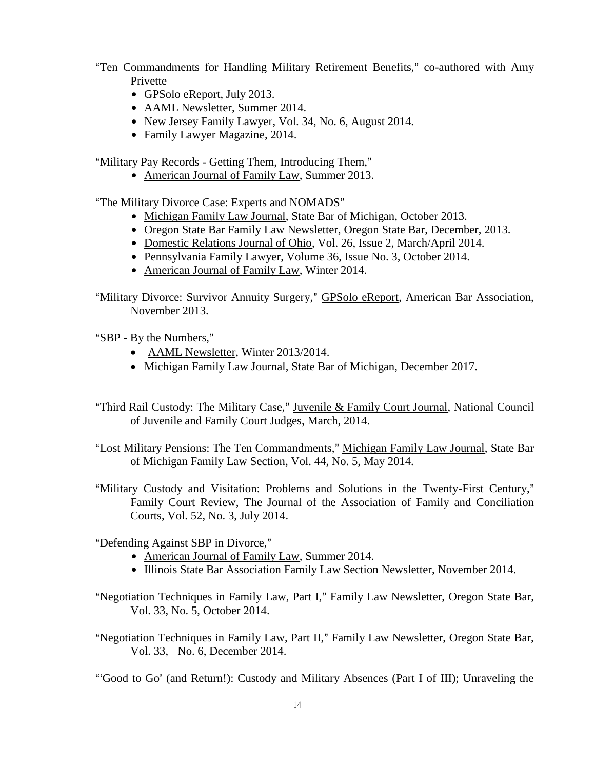"Ten Commandments for Handling Military Retirement Benefits," co-authored with Amy Privette

- GPSolo eReport, July 2013.
- AAML Newsletter, Summer 2014.
- New Jersey Family Lawyer, Vol. 34, No. 6, August 2014.
- Family Lawyer Magazine, 2014.

"Military Pay Records - Getting Them, Introducing Them,"

- American Journal of Family Law, Summer 2013.

"The Military Divorce Case: Experts and NOMADS"

- Michigan Family Law Journal, State Bar of Michigan, October 2013.
- Oregon State Bar Family Law Newsletter, Oregon State Bar, December, 2013.
- Domestic Relations Journal of Ohio, Vol. 26, Issue 2, March/April 2014.
- Pennsylvania Family Lawyer, Volume 36, Issue No. 3, October 2014.
- American Journal of Family Law, Winter 2014.

"Military Divorce: Survivor Annuity Surgery," GPSolo eReport, American Bar Association, November 2013.

"SBP - By the Numbers,"

- AAML Newsletter, Winter 2013/2014.
- Michigan Family Law Journal, State Bar of Michigan, December 2017.

"Third Rail Custody: The Military Case," Juvenile & Family Court Journal, National Council of Juvenile and Family Court Judges, March, 2014.

"Lost Military Pensions: The Ten Commandments," Michigan Family Law Journal, State Bar of Michigan Family Law Section, Vol. 44, No. 5, May 2014.

"Military Custody and Visitation: Problems and Solutions in the Twenty-First Century," Family Court Review, The Journal of the Association of Family and Conciliation Courts, Vol. 52, No. 3, July 2014.

"Defending Against SBP in Divorce,"

- American Journal of Family Law, Summer 2014.
- Illinois State Bar Association Family Law Section Newsletter, November 2014.

"Negotiation Techniques in Family Law, Part I," Family Law Newsletter, Oregon State Bar, Vol. 33, No. 5, October 2014.

"Negotiation Techniques in Family Law, Part II," Family Law Newsletter, Oregon State Bar, Vol. 33, No. 6, December 2014.

"'Good to Go' (and Return!): Custody and Military Absences (Part I of III); Unraveling the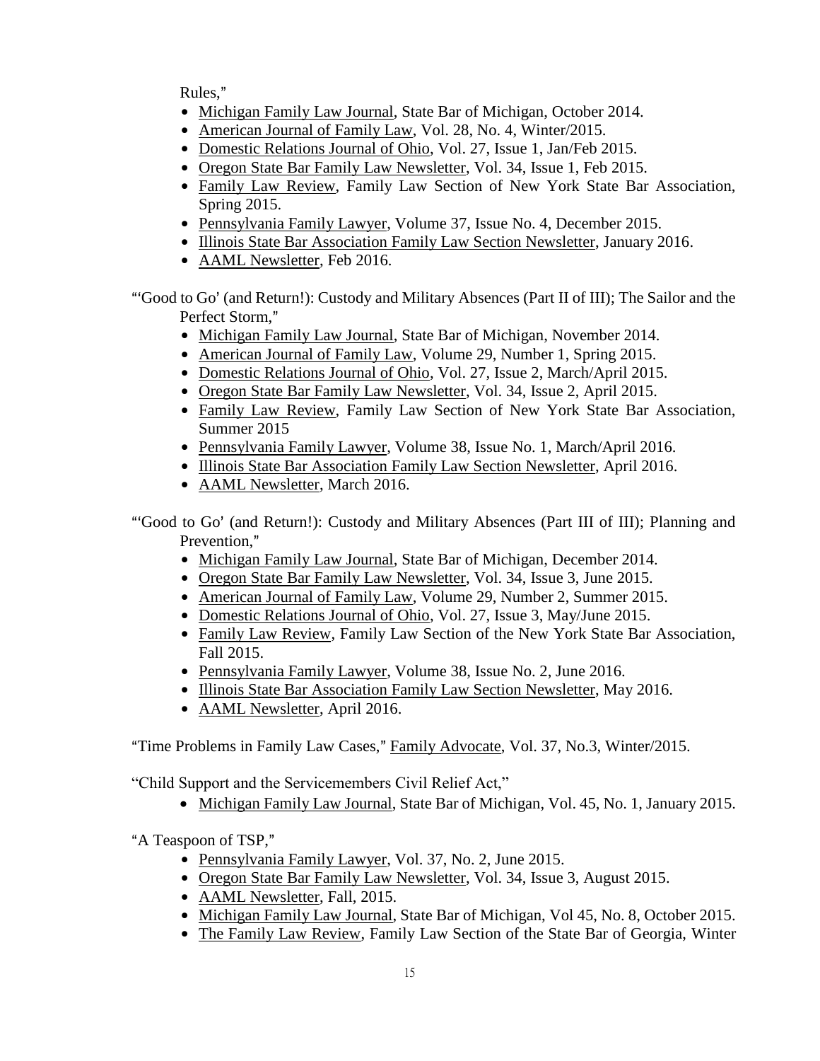Rules,"

- Michigan Family Law Journal, State Bar of Michigan, October 2014.
- American Journal of Family Law, Vol. 28, No. 4, Winter/2015.
- Domestic Relations Journal of Ohio, Vol. 27, Issue 1, Jan/Feb 2015.
- Oregon State Bar Family Law Newsletter, Vol. 34, Issue 1, Feb 2015.
- Family Law Review, Family Law Section of New York State Bar Association, Spring 2015.
- Pennsylvania Family Lawyer, Volume 37, Issue No. 4, December 2015.
- Illinois State Bar Association Family Law Section Newsletter, January 2016.
- AAML Newsletter, Feb 2016.

"'Good to Go' (and Return!): Custody and Military Absences (Part II of III); The Sailor and the Perfect Storm,"

- Michigan Family Law Journal, State Bar of Michigan, November 2014.
- American Journal of Family Law, Volume 29, Number 1, Spring 2015.
- Domestic Relations Journal of Ohio, Vol. 27, Issue 2, March/April 2015.
- Oregon State Bar Family Law Newsletter, Vol. 34, Issue 2, April 2015.
- Family Law Review, Family Law Section of New York State Bar Association, Summer 2015
- Pennsylvania Family Lawyer, Volume 38, Issue No. 1, March/April 2016.
- Illinois State Bar Association Family Law Section Newsletter, April 2016.
- AAML Newsletter, March 2016.

"'Good to Go' (and Return!): Custody and Military Absences (Part III of III); Planning and Prevention,"

- Michigan Family Law Journal, State Bar of Michigan, December 2014.
- Oregon State Bar Family Law Newsletter, Vol. 34, Issue 3, June 2015.
- American Journal of Family Law, Volume 29, Number 2, Summer 2015.
- Domestic Relations Journal of Ohio, Vol. 27, Issue 3, May/June 2015.
- Family Law Review, Family Law Section of the New York State Bar Association, Fall 2015.
- Pennsylvania Family Lawyer, Volume 38, Issue No. 2, June 2016.
- Illinois State Bar Association Family Law Section Newsletter, May 2016.
- AAML Newsletter, April 2016.

"Time Problems in Family Law Cases," Family Advocate, Vol. 37, No.3, Winter/2015.

"Child Support and the Servicemembers Civil Relief Act,"

- Michigan Family Law Journal, State Bar of Michigan, Vol. 45, No. 1, January 2015.

"A Teaspoon of TSP,"

- Pennsylvania Family Lawyer, Vol. 37, No. 2, June 2015.
- Oregon State Bar Family Law Newsletter, Vol. 34, Issue 3, August 2015.
- AAML Newsletter, Fall, 2015.
- Michigan Family Law Journal, State Bar of Michigan, Vol 45, No. 8, October 2015.
- The Family Law Review, Family Law Section of the State Bar of Georgia, Winter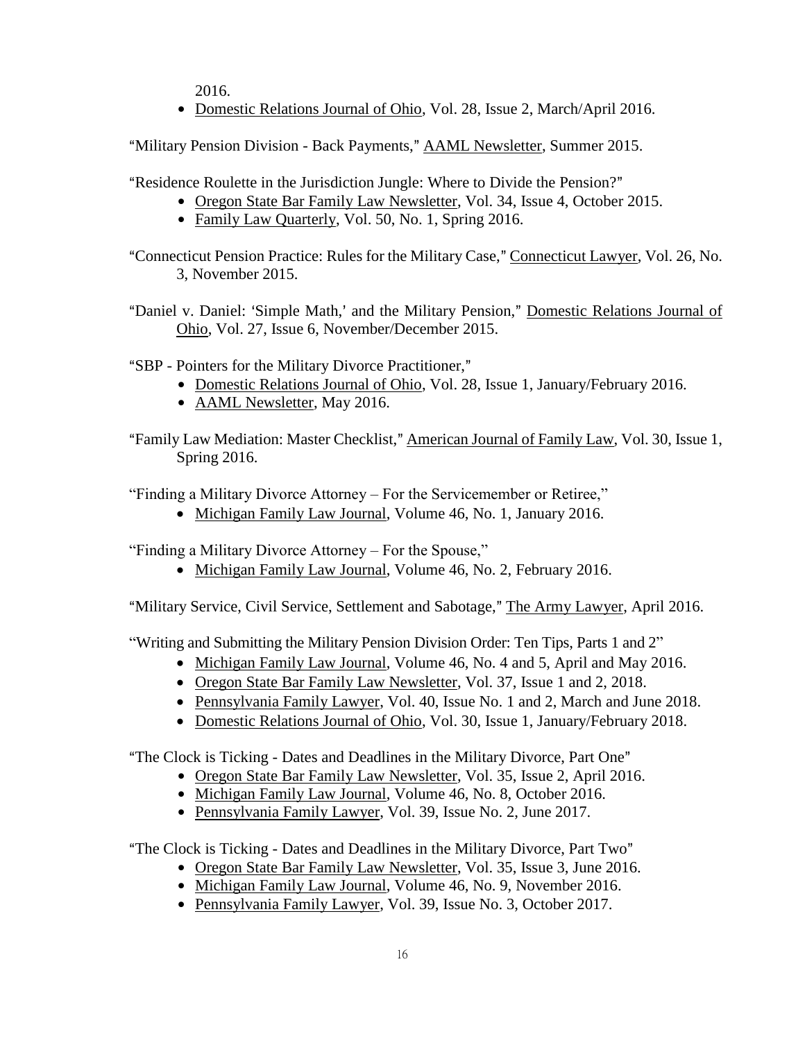2016.

- Domestic Relations Journal of Ohio, Vol. 28, Issue 2, March/April 2016.

"Military Pension Division - Back Payments," AAML Newsletter, Summer 2015.

"Residence Roulette in the Jurisdiction Jungle: Where to Divide the Pension?"

- Oregon State Bar Family Law Newsletter, Vol. 34, Issue 4, October 2015.
- Family Law Quarterly, Vol. 50, No. 1, Spring 2016.

"Connecticut Pension Practice: Rules for the Military Case," Connecticut Lawyer, Vol. 26, No. 3, November 2015.

"Daniel v. Daniel: 'Simple Math,' and the Military Pension," Domestic Relations Journal of Ohio, Vol. 27, Issue 6, November/December 2015.

"SBP - Pointers for the Military Divorce Practitioner,"

- Domestic Relations Journal of Ohio, Vol. 28, Issue 1, January/February 2016.
- AAML Newsletter, May 2016.

"Family Law Mediation: Master Checklist," American Journal of Family Law, Vol. 30, Issue 1, Spring 2016.

"Finding a Military Divorce Attorney – For the Servicemember or Retiree,"

- Michigan Family Law Journal, Volume 46, No. 1, January 2016.

"Finding a Military Divorce Attorney – For the Spouse,"

- Michigan Family Law Journal, Volume 46, No. 2, February 2016.

"Military Service, Civil Service, Settlement and Sabotage," The Army Lawyer, April 2016.

"Writing and Submitting the Military Pension Division Order: Ten Tips, Parts 1 and 2"

- Michigan Family Law Journal, Volume 46, No. 4 and 5, April and May 2016.
- Oregon State Bar Family Law Newsletter, Vol. 37, Issue 1 and 2, 2018.
- Pennsylvania Family Lawyer, Vol. 40, Issue No. 1 and 2, March and June 2018.
- Domestic Relations Journal of Ohio, Vol. 30, Issue 1, January/February 2018.

"The Clock is Ticking - Dates and Deadlines in the Military Divorce, Part One"

- Oregon State Bar Family Law Newsletter, Vol. 35, Issue 2, April 2016.
- Michigan Family Law Journal, Volume 46, No. 8, October 2016.
- Pennsylvania Family Lawyer, Vol. 39, Issue No. 2, June 2017.

"The Clock is Ticking - Dates and Deadlines in the Military Divorce, Part Two"

- Oregon State Bar Family Law Newsletter, Vol. 35, Issue 3, June 2016.
- Michigan Family Law Journal, Volume 46, No. 9, November 2016.
- Pennsylvania Family Lawyer, Vol. 39, Issue No. 3, October 2017.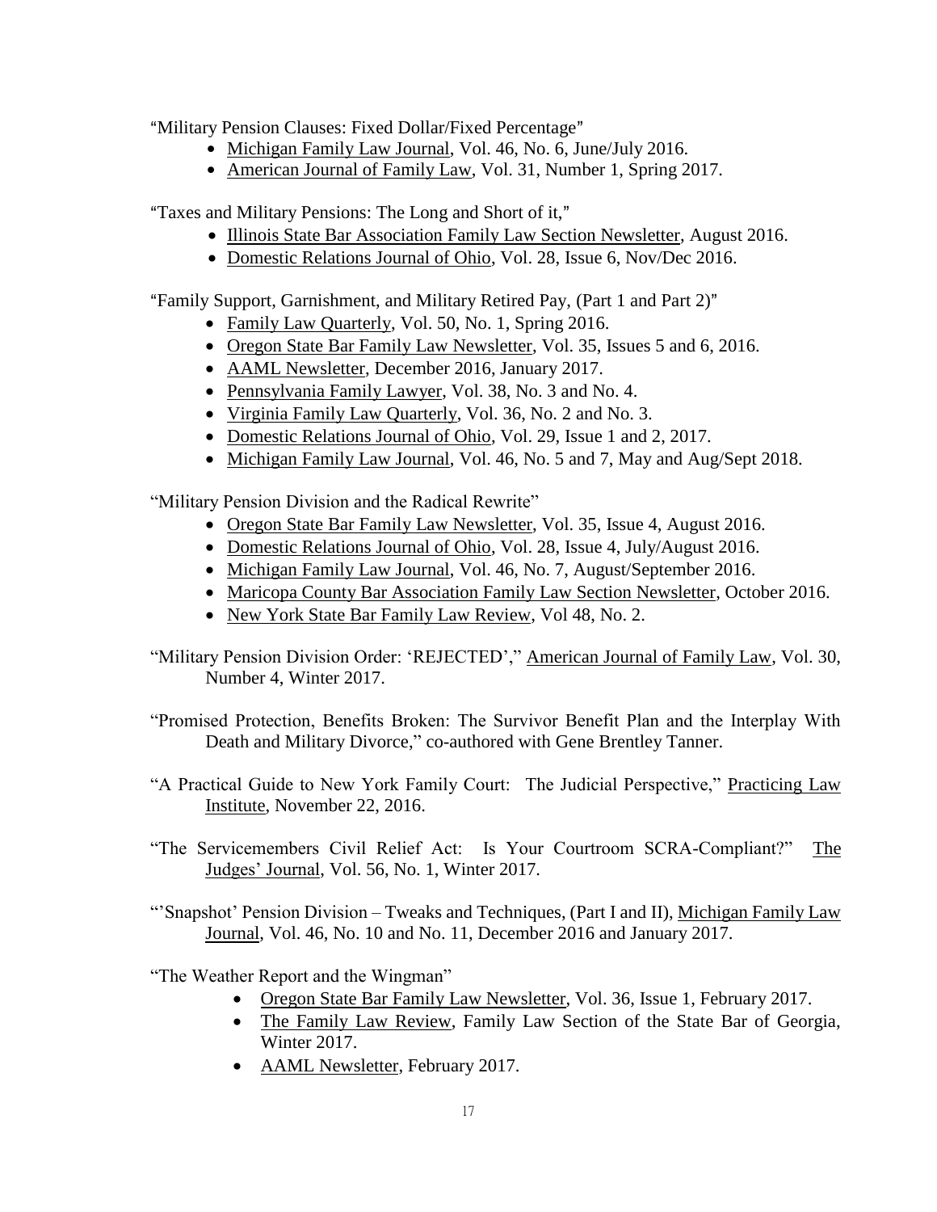"Military Pension Clauses: Fixed Dollar/Fixed Percentage"

- Michigan Family Law Journal, Vol. 46, No. 6, June/July 2016.
- American Journal of Family Law, Vol. 31, Number 1, Spring 2017.

"Taxes and Military Pensions: The Long and Short of it,"

- Illinois State Bar Association Family Law Section Newsletter, August 2016.
- Domestic Relations Journal of Ohio, Vol. 28, Issue 6, Nov/Dec 2016.

"Family Support, Garnishment, and Military Retired Pay, (Part 1 and Part 2)"

- Family Law Quarterly, Vol. 50, No. 1, Spring 2016.
- Oregon State Bar Family Law Newsletter, Vol. 35, Issues 5 and 6, 2016.
- AAML Newsletter, December 2016, January 2017.
- Pennsylvania Family Lawyer, Vol. 38, No. 3 and No. 4.
- Virginia Family Law Quarterly, Vol. 36, No. 2 and No. 3.
- Domestic Relations Journal of Ohio, Vol. 29, Issue 1 and 2, 2017.
- Michigan Family Law Journal, Vol. 46, No. 5 and 7, May and Aug/Sept 2018.

"Military Pension Division and the Radical Rewrite"

- Oregon State Bar Family Law Newsletter, Vol. 35, Issue 4, August 2016.
- Domestic Relations Journal of Ohio, Vol. 28, Issue 4, July/August 2016.
- Michigan Family Law Journal, Vol. 46, No. 7, August/September 2016.
- Maricopa County Bar Association Family Law Section Newsletter, October 2016.
- New York State Bar Family Law Review, Vol 48, No. 2.

"Military Pension Division Order: 'REJECTED'," American Journal of Family Law, Vol. 30, Number 4, Winter 2017.

"Promised Protection, Benefits Broken: The Survivor Benefit Plan and the Interplay With Death and Military Divorce," co-authored with Gene Brentley Tanner.

"A Practical Guide to New York Family Court: The Judicial Perspective," Practicing Law Institute, November 22, 2016.

"The Servicemembers Civil Relief Act: Is Your Courtroom SCRA-Compliant?" The Judges' Journal, Vol. 56, No. 1, Winter 2017.

"'Snapshot' Pension Division – Tweaks and Techniques, (Part I and II), Michigan Family Law Journal, Vol. 46, No. 10 and No. 11, December 2016 and January 2017.

"The Weather Report and the Wingman"

- Oregon State Bar Family Law Newsletter, Vol. 36, Issue 1, February 2017.
- The Family Law Review, Family Law Section of the State Bar of Georgia, Winter 2017.
- AAML Newsletter, February 2017.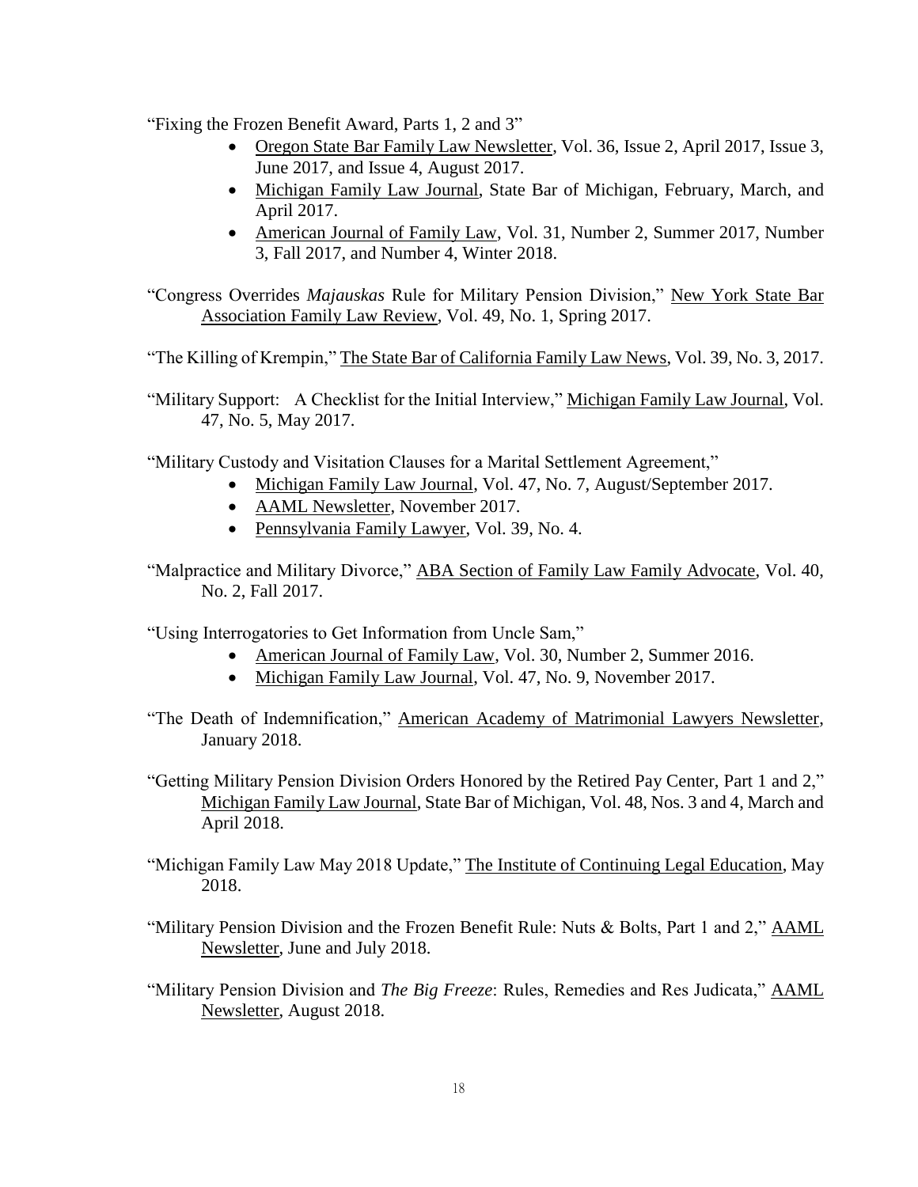"Fixing the Frozen Benefit Award, Parts 1, 2 and 3"

- Oregon State Bar Family Law Newsletter, Vol. 36, Issue 2, April 2017, Issue 3, June 2017, and Issue 4, August 2017.
- Michigan Family Law Journal, State Bar of Michigan, February, March, and April 2017.
- American Journal of Family Law, Vol. 31, Number 2, Summer 2017, Number 3, Fall 2017, and Number 4, Winter 2018.

"Congress Overrides *Majauskas* Rule for Military Pension Division," New York State Bar Association Family Law Review, Vol. 49, No. 1, Spring 2017.

"The Killing of Krempin," The State Bar of California Family Law News, Vol. 39, No. 3, 2017.

"Military Support: A Checklist for the Initial Interview," Michigan Family Law Journal, Vol. 47, No. 5, May 2017.

"Military Custody and Visitation Clauses for a Marital Settlement Agreement,"

- Michigan Family Law Journal, Vol. 47, No. 7, August/September 2017.
- AAML Newsletter, November 2017.
- Pennsylvania Family Lawyer, Vol. 39, No. 4.

"Malpractice and Military Divorce," ABA Section of Family Law Family Advocate, Vol. 40, No. 2, Fall 2017.

"Using Interrogatories to Get Information from Uncle Sam,"

- American Journal of Family Law, Vol. 30, Number 2, Summer 2016.
- Michigan Family Law Journal, Vol. 47, No. 9, November 2017.

"The Death of Indemnification," American Academy of Matrimonial Lawyers Newsletter, January 2018.

"Getting Military Pension Division Orders Honored by the Retired Pay Center, Part 1 and 2," Michigan Family Law Journal, State Bar of Michigan, Vol. 48, Nos. 3 and 4, March and April 2018.

"Michigan Family Law May 2018 Update," The Institute of Continuing Legal Education, May 2018.

"Military Pension Division and the Frozen Benefit Rule: Nuts & Bolts, Part 1 and 2," AAML Newsletter, June and July 2018.

"Military Pension Division and *The Big Freeze*: Rules, Remedies and Res Judicata," AAML Newsletter, August 2018.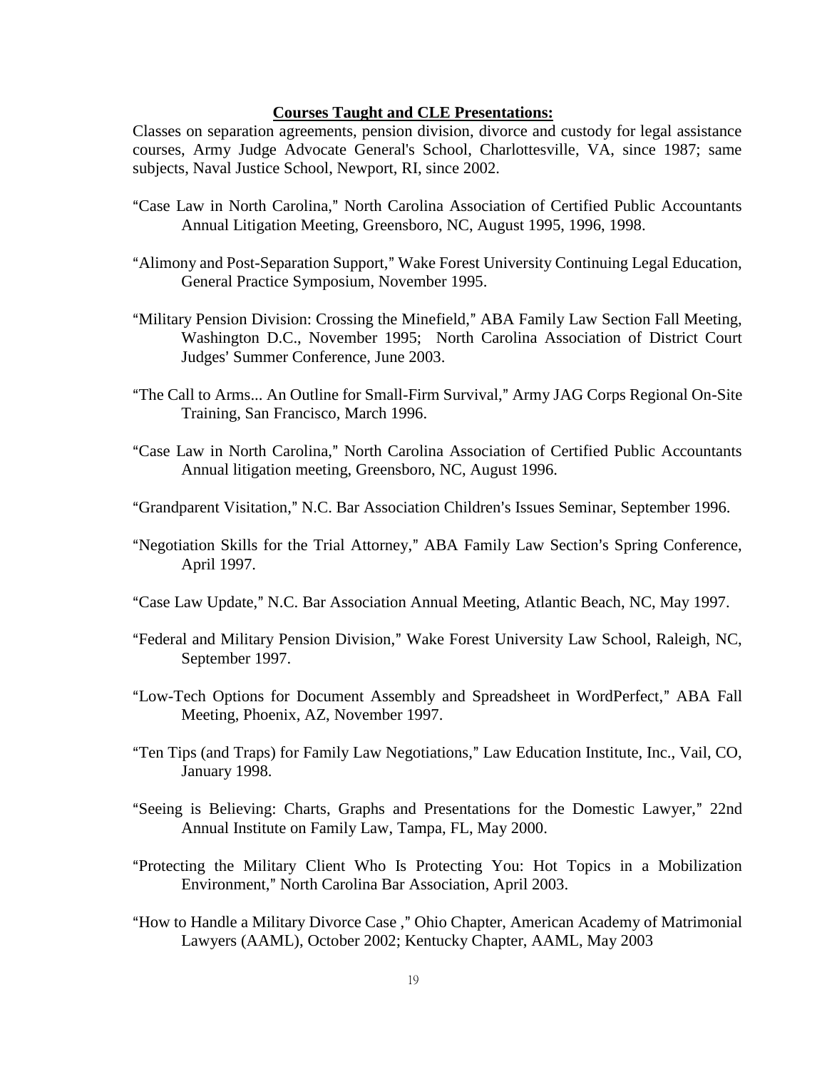**Courses Taught and CLE Presentations:**

Classes on separation agreements, pension division, divorce and custody for legal assistance courses, Army Judge Advocate General's School, Charlottesville, VA, since 1987; same subjects, Naval Justice School, Newport, RI, since 2002.

"Case Law in North Carolina," North Carolina Association of Certified Public Accountants Annual Litigation Meeting, Greensboro, NC, August 1995, 1996, 1998.

"Alimony and Post-Separation Support," Wake Forest University Continuing Legal Education, General Practice Symposium, November 1995.

"Military Pension Division: Crossing the Minefield," ABA Family Law Section Fall Meeting, Washington D.C., November 1995; North Carolina Association of District Court Judges' Summer Conference, June 2003.

"The Call to Arms... An Outline for Small-Firm Survival," Army JAG Corps Regional On-Site Training, San Francisco, March 1996.

"Case Law in North Carolina," North Carolina Association of Certified Public Accountants Annual litigation meeting, Greensboro, NC, August 1996.

"Grandparent Visitation," N.C. Bar Association Children's Issues Seminar, September 1996.

"Negotiation Skills for the Trial Attorney," ABA Family Law Section's Spring Conference, April 1997.

"Case Law Update," N.C. Bar Association Annual Meeting, Atlantic Beach, NC, May 1997.

"Federal and Military Pension Division," Wake Forest University Law School, Raleigh, NC, September 1997.

"Low-Tech Options for Document Assembly and Spreadsheet in WordPerfect," ABA Fall Meeting, Phoenix, AZ, November 1997.

"Ten Tips (and Traps) for Family Law Negotiations," Law Education Institute, Inc., Vail, CO, January 1998.

"Seeing is Believing: Charts, Graphs and Presentations for the Domestic Lawyer," 22nd Annual Institute on Family Law, Tampa, FL, May 2000.

"Protecting the Military Client Who Is Protecting You: Hot Topics in a Mobilization Environment," North Carolina Bar Association, April 2003.

"How to Handle a Military Divorce Case ," Ohio Chapter, American Academy of Matrimonial Lawyers (AAML), October 2002; Kentucky Chapter, AAML, May 2003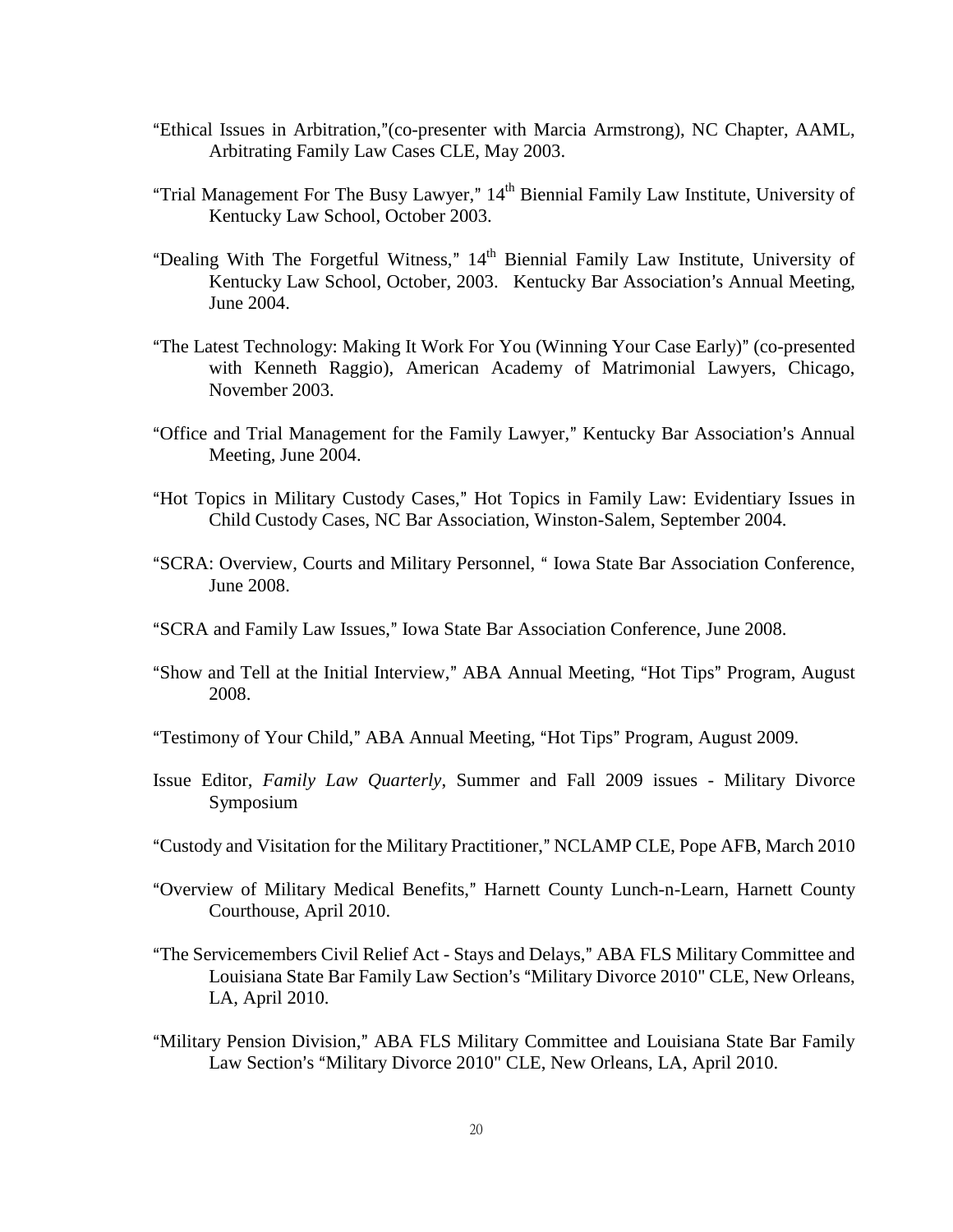"Ethical Issues in Arbitration,"(co-presenter with Marcia Armstrong), NC Chapter, AAML, Arbitrating Family Law Cases CLE, May 2003.

"Trial Management For The Busy Lawyer," 14th Biennial Family Law Institute, University of Kentucky Law School, October 2003.

"Dealing With The Forgetful Witness," 14th Biennial Family Law Institute, University of Kentucky Law School, October, 2003. Kentucky Bar Association's Annual Meeting, June 2004.

"The Latest Technology: Making It Work For You (Winning Your Case Early)" (co-presented with Kenneth Raggio), American Academy of Matrimonial Lawyers, Chicago, November 2003.

"Office and Trial Management for the Family Lawyer," Kentucky Bar Association's Annual Meeting, June 2004.

"Hot Topics in Military Custody Cases," Hot Topics in Family Law: Evidentiary Issues in Child Custody Cases, NC Bar Association, Winston-Salem, September 2004.

"SCRA: Overview, Courts and Military Personnel, " Iowa State Bar Association Conference, June 2008.

"SCRA and Family Law Issues," Iowa State Bar Association Conference, June 2008.

"Show and Tell at the Initial Interview," ABA Annual Meeting, "Hot Tips" Program, August 2008.

"Testimony of Your Child," ABA Annual Meeting, "Hot Tips" Program, August 2009.

Issue Editor, *Family Law Quarterly*, Summer and Fall 2009 issues - Military Divorce Symposium

"Custody and Visitation for the Military Practitioner," NCLAMP CLE, Pope AFB, March 2010

"Overview of Military Medical Benefits," Harnett County Lunch-n-Learn, Harnett County Courthouse, April 2010.

"The Servicemembers Civil Relief Act - Stays and Delays," ABA FLS Military Committee and Louisiana State Bar Family Law Section's "Military Divorce 2010" CLE, New Orleans, LA, April 2010.

"Military Pension Division," ABA FLS Military Committee and Louisiana State Bar Family Law Section's "Military Divorce 2010" CLE, New Orleans, LA, April 2010.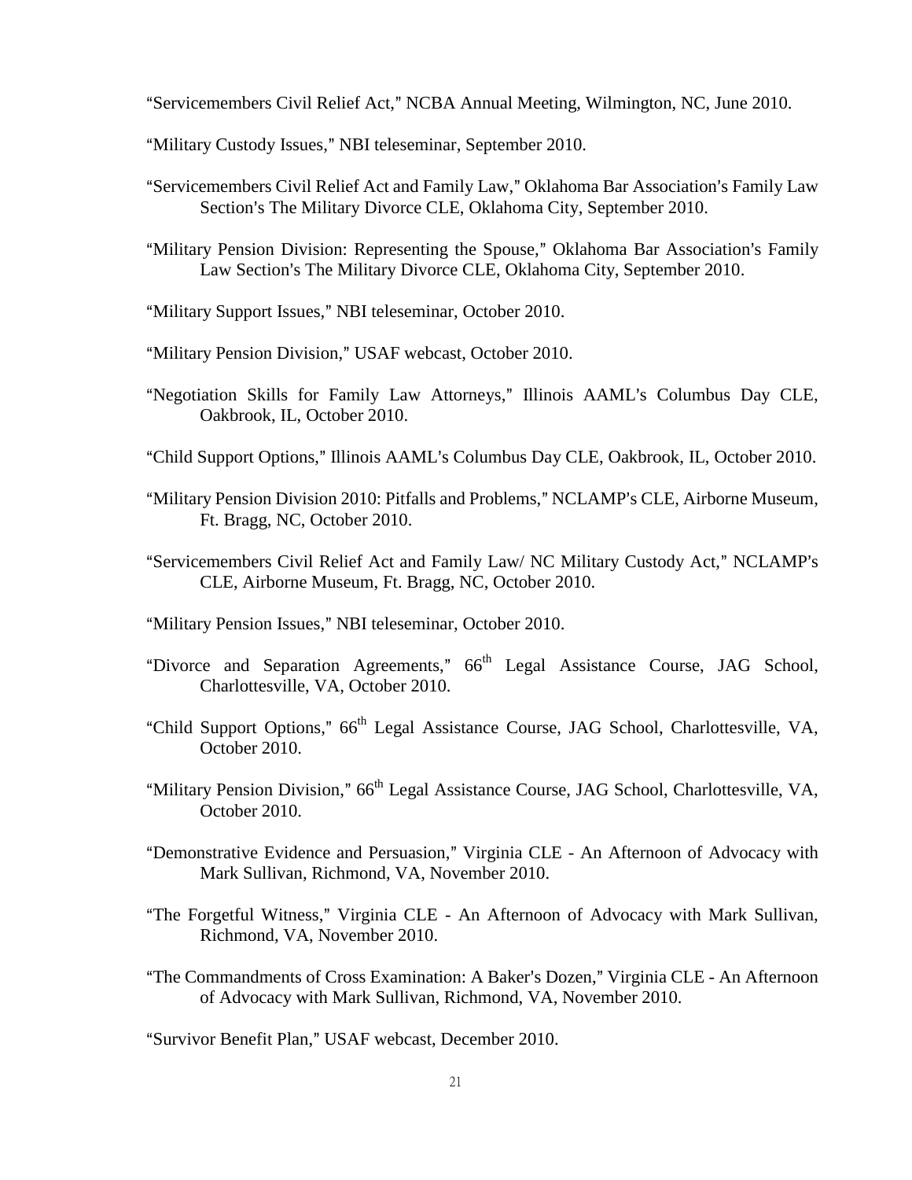"Servicemembers Civil Relief Act," NCBA Annual Meeting, Wilmington, NC, June 2010.

"Military Custody Issues," NBI teleseminar, September 2010.

"Servicemembers Civil Relief Act and Family Law," Oklahoma Bar Association's Family Law Section's The Military Divorce CLE, Oklahoma City, September 2010.

"Military Pension Division: Representing the Spouse," Oklahoma Bar Association's Family Law Section's The Military Divorce CLE, Oklahoma City, September 2010.

"Military Support Issues," NBI teleseminar, October 2010.

"Military Pension Division," USAF webcast, October 2010.

"Negotiation Skills for Family Law Attorneys," Illinois AAML's Columbus Day CLE, Oakbrook, IL, October 2010.

"Child Support Options," Illinois AAML's Columbus Day CLE, Oakbrook, IL, October 2010.

"Military Pension Division 2010: Pitfalls and Problems," NCLAMP's CLE, Airborne Museum, Ft. Bragg, NC, October 2010.

"Servicemembers Civil Relief Act and Family Law/ NC Military Custody Act," NCLAMP's CLE, Airborne Museum, Ft. Bragg, NC, October 2010.

"Military Pension Issues," NBI teleseminar, October 2010.

"Divorce and Separation Agreements," 66th Legal Assistance Course, JAG School, Charlottesville, VA, October 2010.

"Child Support Options," 66th Legal Assistance Course, JAG School, Charlottesville, VA, October 2010.

"Military Pension Division," 66th Legal Assistance Course, JAG School, Charlottesville, VA, October 2010.

"Demonstrative Evidence and Persuasion," Virginia CLE - An Afternoon of Advocacy with Mark Sullivan, Richmond, VA, November 2010.

"The Forgetful Witness," Virginia CLE - An Afternoon of Advocacy with Mark Sullivan, Richmond, VA, November 2010.

"The Commandments of Cross Examination: A Baker's Dozen," Virginia CLE - An Afternoon of Advocacy with Mark Sullivan, Richmond, VA, November 2010.

"Survivor Benefit Plan," USAF webcast, December 2010.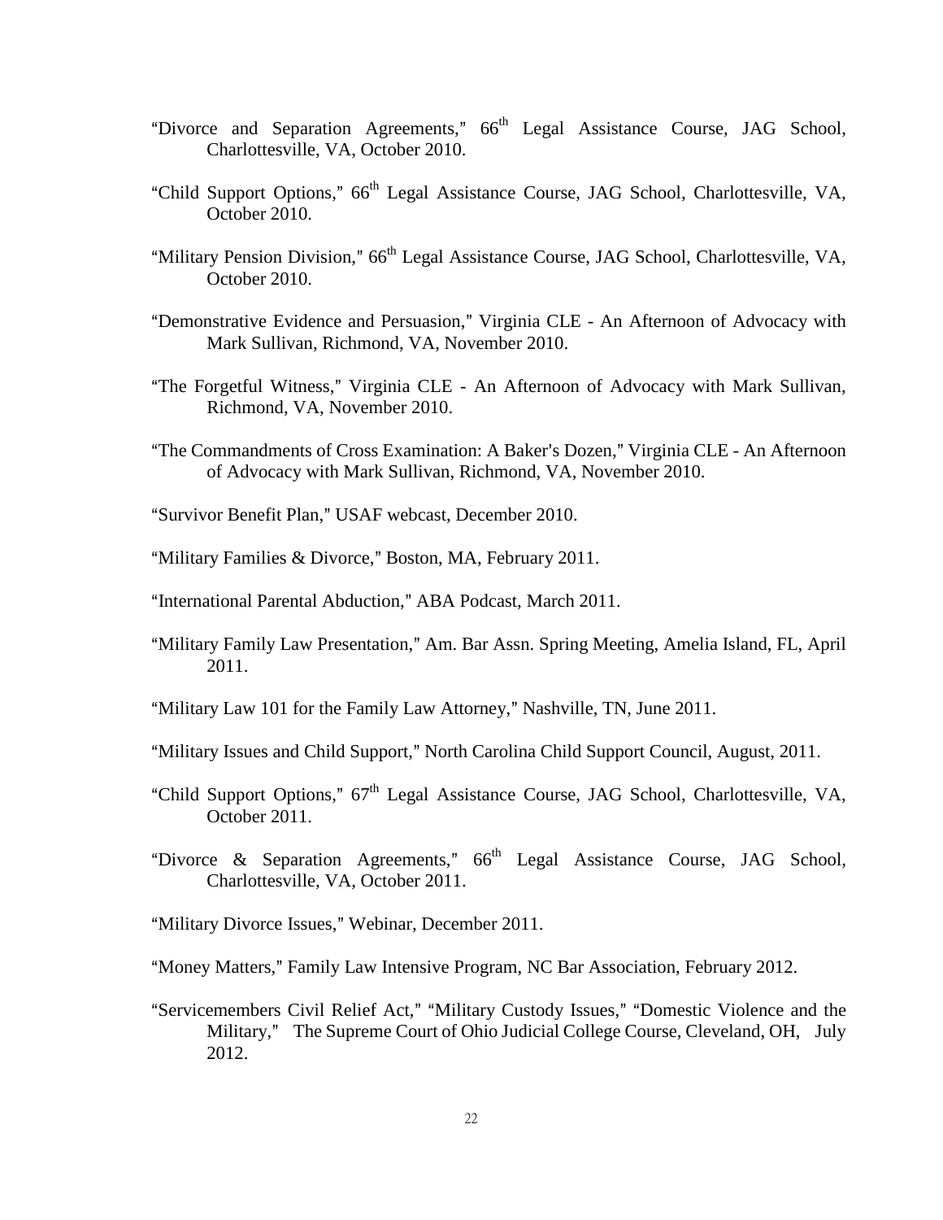"Divorce and Separation Agreements," 66th Legal Assistance Course, JAG School, Charlottesville, VA, October 2010.

"Child Support Options," 66th Legal Assistance Course, JAG School, Charlottesville, VA, October 2010.

"Military Pension Division," 66th Legal Assistance Course, JAG School, Charlottesville, VA, October 2010.

"Demonstrative Evidence and Persuasion," Virginia CLE - An Afternoon of Advocacy with Mark Sullivan, Richmond, VA, November 2010.

"The Forgetful Witness," Virginia CLE - An Afternoon of Advocacy with Mark Sullivan, Richmond, VA, November 2010.

"The Commandments of Cross Examination: A Baker's Dozen," Virginia CLE - An Afternoon of Advocacy with Mark Sullivan, Richmond, VA, November 2010.

"Survivor Benefit Plan," USAF webcast, December 2010.

"Military Families & Divorce," Boston, MA, February 2011.

"International Parental Abduction," ABA Podcast, March 2011.

"Military Family Law Presentation," Am. Bar Assn. Spring Meeting, Amelia Island, FL, April 2011.

"Military Law 101 for the Family Law Attorney," Nashville, TN, June 2011.

"Military Issues and Child Support," North Carolina Child Support Council, August, 2011.

"Child Support Options," 67th Legal Assistance Course, JAG School, Charlottesville, VA, October 2011.

"Divorce & Separation Agreements," 66th Legal Assistance Course, JAG School, Charlottesville, VA, October 2011.

"Military Divorce Issues," Webinar, December 2011.

"Money Matters," Family Law Intensive Program, NC Bar Association, February 2012.

"Servicemembers Civil Relief Act," "Military Custody Issues," "Domestic Violence and the Military," The Supreme Court of Ohio Judicial College Course, Cleveland, OH, July 2012.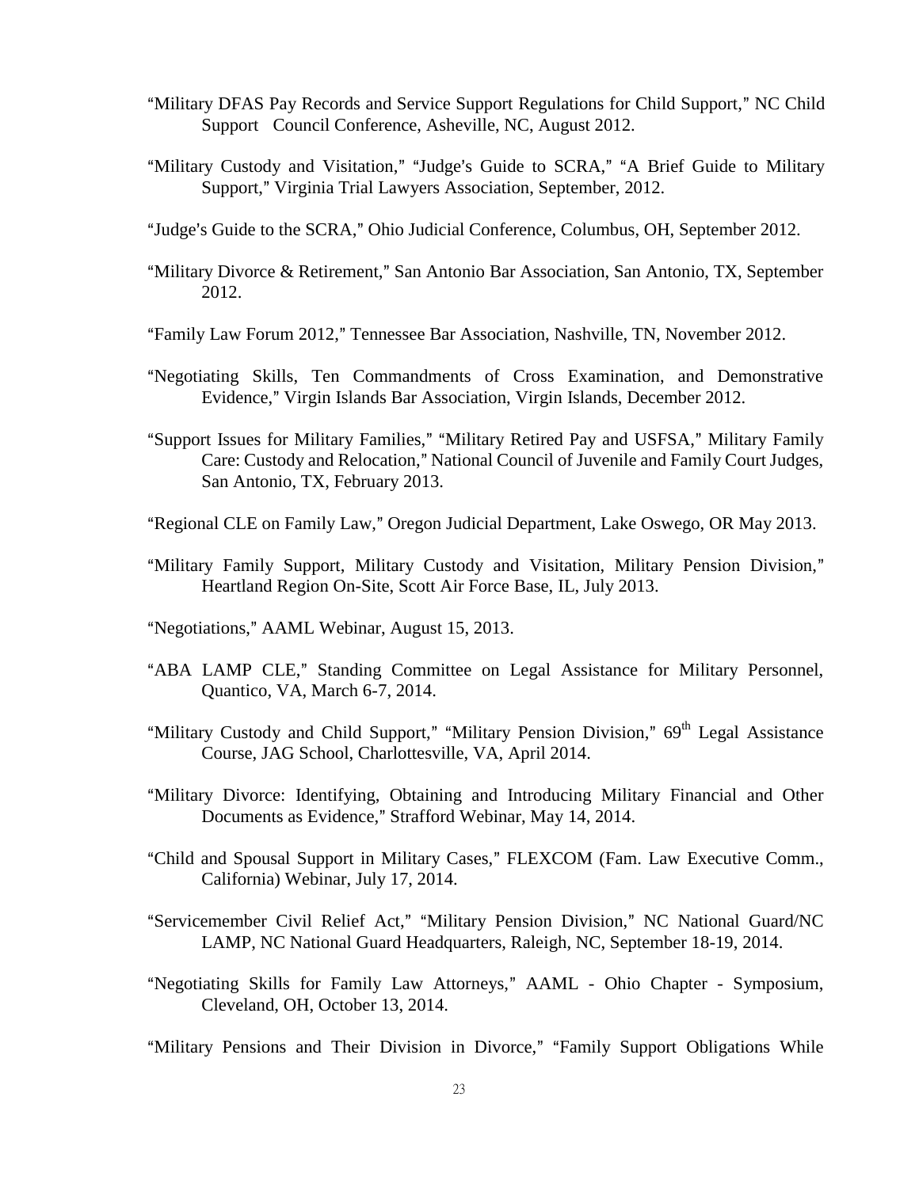"Military DFAS Pay Records and Service Support Regulations for Child Support," NC Child Support Council Conference, Asheville, NC, August 2012.

"Military Custody and Visitation," "Judge's Guide to SCRA," "A Brief Guide to Military Support," Virginia Trial Lawyers Association, September, 2012.

"Judge's Guide to the SCRA," Ohio Judicial Conference, Columbus, OH, September 2012.

"Military Divorce & Retirement," San Antonio Bar Association, San Antonio, TX, September 2012.

"Family Law Forum 2012," Tennessee Bar Association, Nashville, TN, November 2012.

"Negotiating Skills, Ten Commandments of Cross Examination, and Demonstrative Evidence," Virgin Islands Bar Association, Virgin Islands, December 2012.

"Support Issues for Military Families," "Military Retired Pay and USFSA," Military Family Care: Custody and Relocation," National Council of Juvenile and Family Court Judges, San Antonio, TX, February 2013.

"Regional CLE on Family Law," Oregon Judicial Department, Lake Oswego, OR May 2013.

"Military Family Support, Military Custody and Visitation, Military Pension Division," Heartland Region On-Site, Scott Air Force Base, IL, July 2013.

"Negotiations," AAML Webinar, August 15, 2013.

"ABA LAMP CLE," Standing Committee on Legal Assistance for Military Personnel, Quantico, VA, March 6-7, 2014.

"Military Custody and Child Support," "Military Pension Division," 69th Legal Assistance Course, JAG School, Charlottesville, VA, April 2014.

"Military Divorce: Identifying, Obtaining and Introducing Military Financial and Other Documents as Evidence," Strafford Webinar, May 14, 2014.

"Child and Spousal Support in Military Cases," FLEXCOM (Fam. Law Executive Comm., California) Webinar, July 17, 2014.

"Servicemember Civil Relief Act," "Military Pension Division," NC National Guard/NC LAMP, NC National Guard Headquarters, Raleigh, NC, September 18-19, 2014.

"Negotiating Skills for Family Law Attorneys," AAML - Ohio Chapter - Symposium, Cleveland, OH, October 13, 2014.

"Military Pensions and Their Division in Divorce," "Family Support Obligations While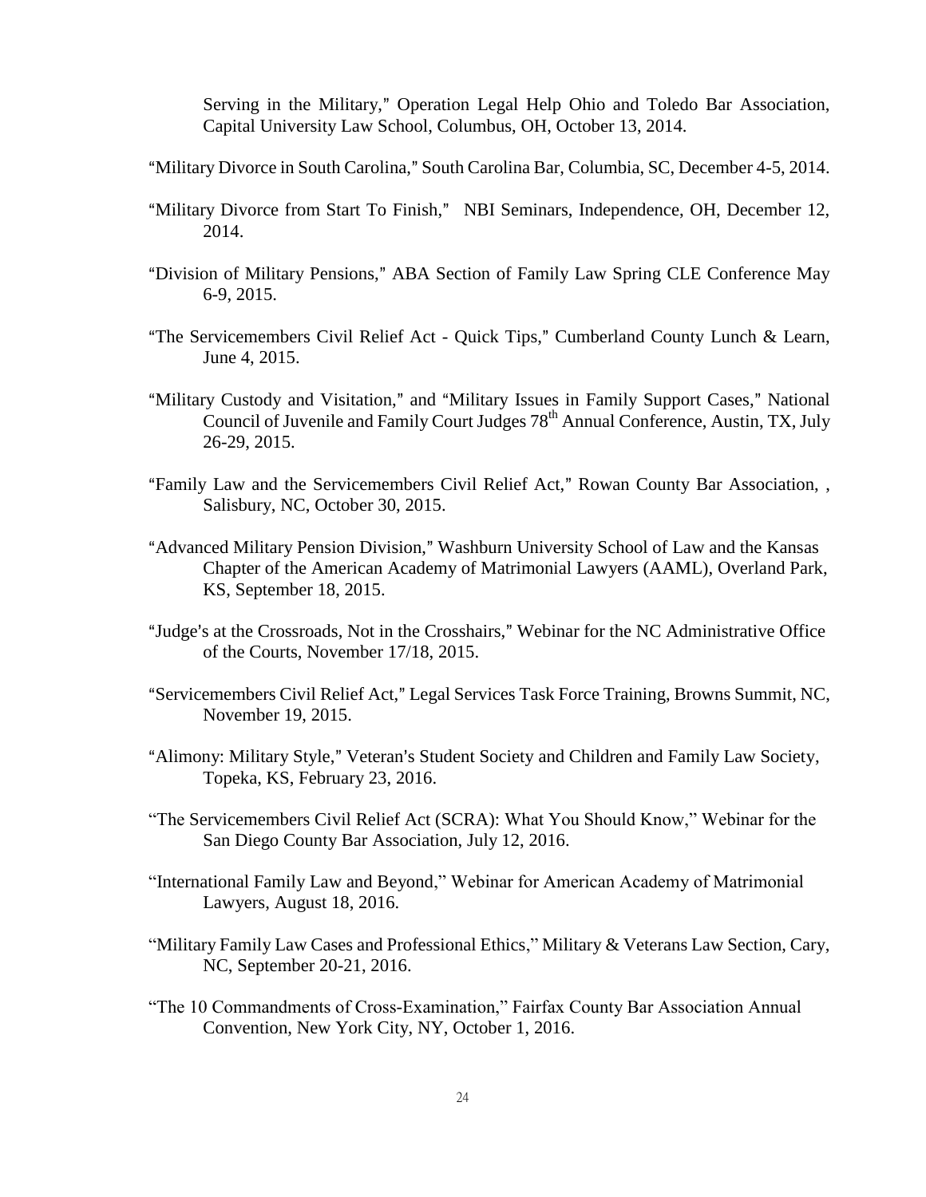Serving in the Military," Operation Legal Help Ohio and Toledo Bar Association, Capital University Law School, Columbus, OH, October 13, 2014.

"Military Divorce in South Carolina," South Carolina Bar, Columbia, SC, December 4-5, 2014.

"Military Divorce from Start To Finish," NBI Seminars, Independence, OH, December 12, 2014.

"Division of Military Pensions," ABA Section of Family Law Spring CLE Conference May 6-9, 2015.

"The Servicemembers Civil Relief Act - Quick Tips," Cumberland County Lunch & Learn, June 4, 2015.

"Military Custody and Visitation," and "Military Issues in Family Support Cases," National Council of Juvenile and Family Court Judges 78th Annual Conference, Austin, TX, July 26-29, 2015.

"Family Law and the Servicemembers Civil Relief Act," Rowan County Bar Association, , Salisbury, NC, October 30, 2015.

"Advanced Military Pension Division," Washburn University School of Law and the Kansas Chapter of the American Academy of Matrimonial Lawyers (AAML), Overland Park, KS, September 18, 2015.

"Judge's at the Crossroads, Not in the Crosshairs," Webinar for the NC Administrative Office of the Courts, November 17/18, 2015.

"Servicemembers Civil Relief Act," Legal Services Task Force Training, Browns Summit, NC, November 19, 2015.

"Alimony: Military Style," Veteran's Student Society and Children and Family Law Society, Topeka, KS, February 23, 2016.

"The Servicemembers Civil Relief Act (SCRA): What You Should Know," Webinar for the San Diego County Bar Association, July 12, 2016.

"International Family Law and Beyond," Webinar for American Academy of Matrimonial Lawyers, August 18, 2016.

"Military Family Law Cases and Professional Ethics," Military & Veterans Law Section, Cary, NC, September 20-21, 2016.

"The 10 Commandments of Cross-Examination," Fairfax County Bar Association Annual Convention, New York City, NY, October 1, 2016.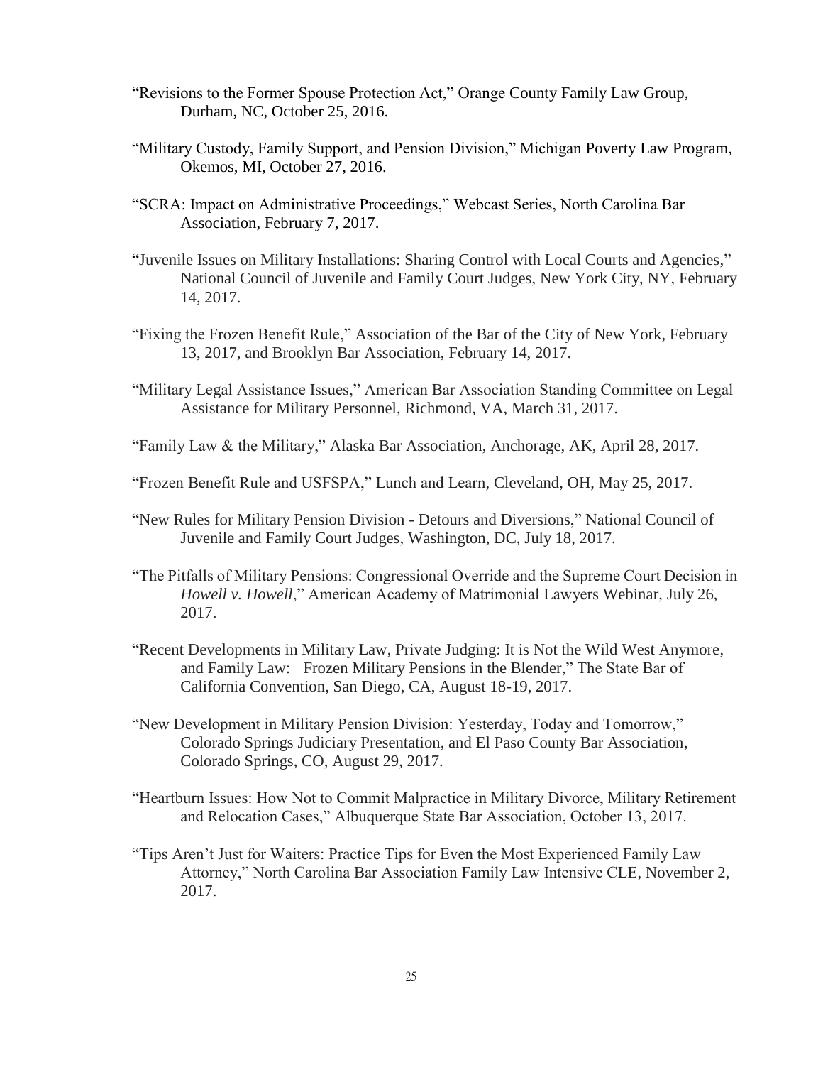"Revisions to the Former Spouse Protection Act," Orange County Family Law Group, Durham, NC, October 25, 2016.

"Military Custody, Family Support, and Pension Division," Michigan Poverty Law Program, Okemos, MI, October 27, 2016.

"SCRA: Impact on Administrative Proceedings," Webcast Series, North Carolina Bar Association, February 7, 2017.

"Juvenile Issues on Military Installations: Sharing Control with Local Courts and Agencies," National Council of Juvenile and Family Court Judges, New York City, NY, February 14, 2017.

"Fixing the Frozen Benefit Rule," Association of the Bar of the City of New York, February 13, 2017, and Brooklyn Bar Association, February 14, 2017.

"Military Legal Assistance Issues," American Bar Association Standing Committee on Legal Assistance for Military Personnel, Richmond, VA, March 31, 2017.

"Family Law & the Military," Alaska Bar Association, Anchorage, AK, April 28, 2017.

"Frozen Benefit Rule and USFSPA," Lunch and Learn, Cleveland, OH, May 25, 2017.

"New Rules for Military Pension Division - Detours and Diversions," National Council of Juvenile and Family Court Judges, Washington, DC, July 18, 2017.

"The Pitfalls of Military Pensions: Congressional Override and the Supreme Court Decision in *Howell v. Howell*," American Academy of Matrimonial Lawyers Webinar, July 26, 2017.

"Recent Developments in Military Law, Private Judging: It is Not the Wild West Anymore, and Family Law: Frozen Military Pensions in the Blender," The State Bar of California Convention, San Diego, CA, August 18-19, 2017.

"New Development in Military Pension Division: Yesterday, Today and Tomorrow," Colorado Springs Judiciary Presentation, and El Paso County Bar Association, Colorado Springs, CO, August 29, 2017.

"Heartburn Issues: How Not to Commit Malpractice in Military Divorce, Military Retirement and Relocation Cases," Albuquerque State Bar Association, October 13, 2017.

"Tips Aren't Just for Waiters: Practice Tips for Even the Most Experienced Family Law Attorney," North Carolina Bar Association Family Law Intensive CLE, November 2, 2017.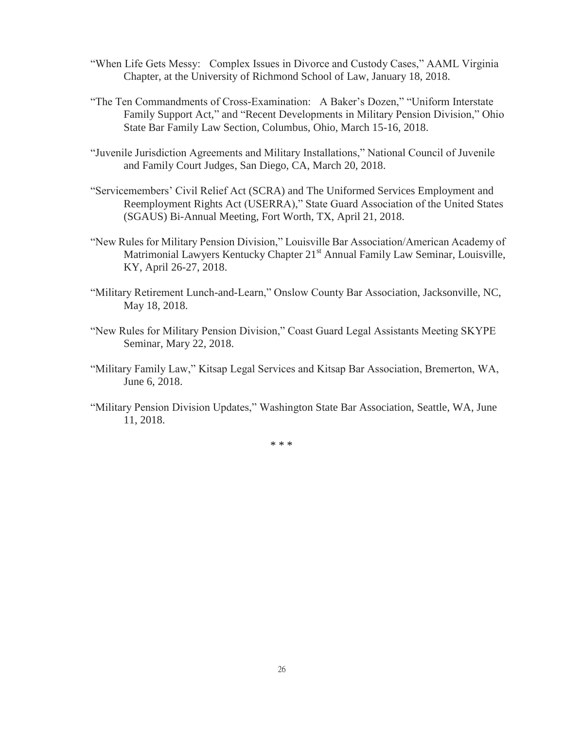"When Life Gets Messy: Complex Issues in Divorce and Custody Cases," AAML Virginia Chapter, at the University of Richmond School of Law, January 18, 2018.

"The Ten Commandments of Cross-Examination: A Baker's Dozen," "Uniform Interstate Family Support Act," and "Recent Developments in Military Pension Division," Ohio State Bar Family Law Section, Columbus, Ohio, March 15-16, 2018.

"Juvenile Jurisdiction Agreements and Military Installations," National Council of Juvenile and Family Court Judges, San Diego, CA, March 20, 2018.

"Servicemembers' Civil Relief Act (SCRA) and The Uniformed Services Employment and Reemployment Rights Act (USERRA)," State Guard Association of the United States (SGAUS) Bi-Annual Meeting, Fort Worth, TX, April 21, 2018.

"New Rules for Military Pension Division," Louisville Bar Association/American Academy of Matrimonial Lawyers Kentucky Chapter 21st Annual Family Law Seminar, Louisville, KY, April 26-27, 2018.

"Military Retirement Lunch-and-Learn," Onslow County Bar Association, Jacksonville, NC, May 18, 2018.

"New Rules for Military Pension Division," Coast Guard Legal Assistants Meeting SKYPE Seminar, Mary 22, 2018.

"Military Family Law," Kitsap Legal Services and Kitsap Bar Association, Bremerton, WA, June 6, 2018.

"Military Pension Division Updates," Washington State Bar Association, Seattle, WA, June 11, 2018.

* * *